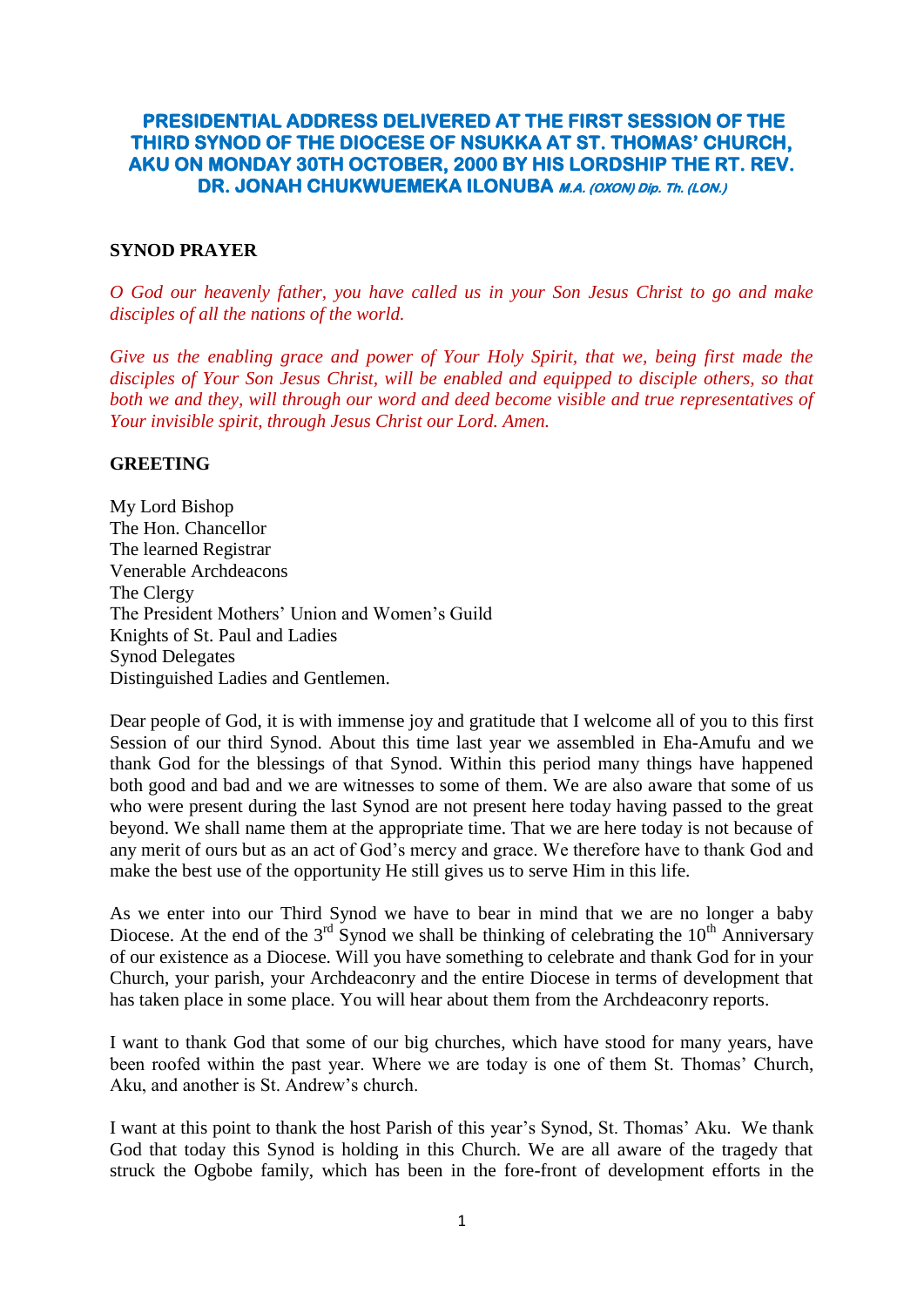# PRESIDENTIAL ADDRESS DELIVERED AT THE FIRST SESSION OF THE THIRD SYNOD OF THE DIOCESE OF NSUKKA AT ST. THOMAS' CHURCH, AKU ON MONDAY 30TH OCTOBER, 2000 BY HIS LORDSHIP THE RT. REV. DR. JONAH CHUKWUEMEKA ILONUBA *M.A. (OXON) Dip. Th. (LON.)*

## SYNOD PRAYER

*O God our heavenly father, you have called us in your Son Jesus Christ to go and make disciples of all the nations of the world.*

*Give us the enabling grace and power of Your Holy Spirit, that we, being first made the disciples of Your Son Jesus Christ, will be enabled and equipped to disciple others, so that both we and they, will through our word and deed become visible and true representatives of Your invisible spirit, through Jesus Christ our Lord. Amen.*

## GREETING

My Lord Bishop
The Hon. Chancellor
The learned Registrar
Venerable Archdeacons
The Clergy
The President Mothers' Union and Women's Guild
Knights of St. Paul and Ladies
Synod Delegates
Distinguished Ladies and Gentlemen.

Dear people of God, it is with immense joy and gratitude that I welcome all of you to this first Session of our third Synod. About this time last year we assembled in Eha-Amufu and we thank God for the blessings of that Synod. Within this period many things have happened both good and bad and we are witnesses to some of them. We are also aware that some of us who were present during the last Synod are not present here today having passed to the great beyond. We shall name them at the appropriate time. That we are here today is not because of any merit of ours but as an act of God's mercy and grace. We therefore have to thank God and make the best use of the opportunity He still gives us to serve Him in this life.

As we enter into our Third Synod we have to bear in mind that we are no longer a baby Diocese. At the end of the 3rd Synod we shall be thinking of celebrating the 10th Anniversary of our existence as a Diocese. Will you have something to celebrate and thank God for in your Church, your parish, your Archdeaconry and the entire Diocese in terms of development that has taken place in some place. You will hear about them from the Archdeaconry reports.

I want to thank God that some of our big churches, which have stood for many years, have been roofed within the past year. Where we are today is one of them St. Thomas' Church, Aku, and another is St. Andrew's church.

I want at this point to thank the host Parish of this year's Synod, St. Thomas' Aku. We thank God that today this Synod is holding in this Church. We are all aware of the tragedy that struck the Ogbobe family, which has been in the fore-front of development efforts in the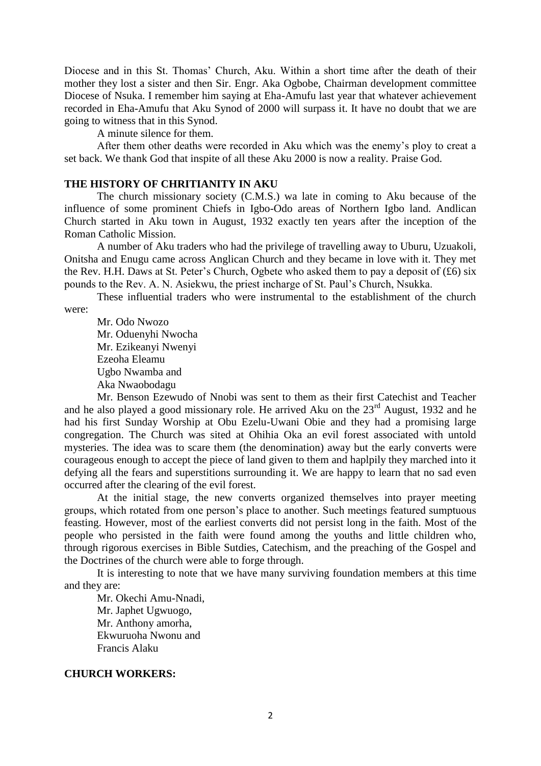Diocese and in this St. Thomas' Church, Aku. Within a short time after the death of their mother they lost a sister and then Sir. Engr. Aka Ogbobe, Chairman development committee Diocese of Nsuka. I remember him saying at Eha-Amufu last year that whatever achievement recorded in Eha-Amufu that Aku Synod of 2000 will surpass it. It have no doubt that we are going to witness that in this Synod.

A minute silence for them.

After them other deaths were recorded in Aku which was the enemy's ploy to creat a set back. We thank God that inspite of all these Aku 2000 is now a reality. Praise God.

**THE HISTORY OF CHRITIANITY IN AKU**

The church missionary society (C.M.S.) wa late in coming to Aku because of the influence of some prominent Chiefs in Igbo-Odo areas of Northern Igbo land. Andlican Church started in Aku town in August, 1932 exactly ten years after the inception of the Roman Catholic Mission.

A number of Aku traders who had the privilege of travelling away to Uburu, Uzuakoli, Onitsha and Enugu came across Anglican Church and they became in love with it. They met the Rev. H.H. Daws at St. Peter's Church, Ogbete who asked them to pay a deposit of (£6) six pounds to the Rev. A. N. Asiekwu, the priest incharge of St. Paul's Church, Nsukka.

These influential traders who were instrumental to the establishment of the church were:

Mr. Odo Nwozo
Mr. Oduenyhi Nwocha
Mr. Ezikeanyi Nwenyi
Ezeoha Eleamu
Ugbo Nwamba and
Aka Nwaobodagu

Mr. Benson Ezewudo of Nnobi was sent to them as their first Catechist and Teacher and he also played a good missionary role. He arrived Aku on the 23rd August, 1932 and he had his first Sunday Worship at Obu Ezelu-Uwani Obie and they had a promising large congregation. The Church was sited at Ohihia Oka an evil forest associated with untold mysteries. The idea was to scare them (the denomination) away but the early converts were courageous enough to accept the piece of land given to them and haplpily they marched into it defying all the fears and superstitions surrounding it. We are happy to learn that no sad even occurred after the clearing of the evil forest.

At the initial stage, the new converts organized themselves into prayer meeting groups, which rotated from one person's place to another. Such meetings featured sumptuous feasting. However, most of the earliest converts did not persist long in the faith. Most of the people who persisted in the faith were found among the youths and little children who, through rigorous exercises in Bible Sutdies, Catechism, and the preaching of the Gospel and the Doctrines of the church were able to forge through.

It is interesting to note that we have many surviving foundation members at this time and they are:

Mr. Okechi Amu-Nnadi,
Mr. Japhet Ugwuogo,
Mr. Anthony amorha,
Ekwuruoha Nwonu and
Francis Alaku

**CHURCH WORKERS:**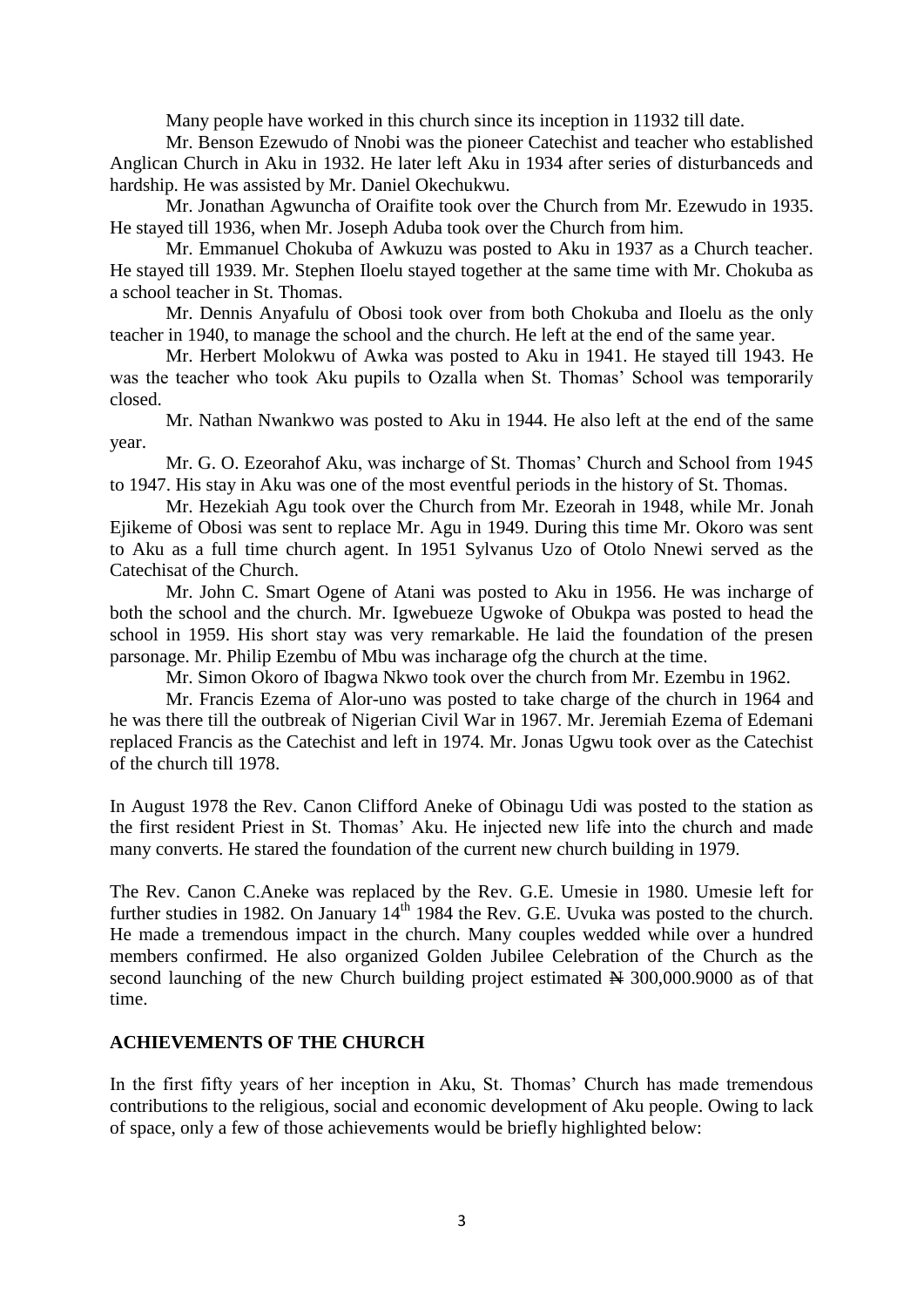Many people have worked in this church since its inception in 11932 till date.

Mr. Benson Ezewudo of Nnobi was the pioneer Catechist and teacher who established Anglican Church in Aku in 1932. He later left Aku in 1934 after series of disturbanceds and hardship. He was assisted by Mr. Daniel Okechukwu.

Mr. Jonathan Agwuncha of Oraifite took over the Church from Mr. Ezewudo in 1935. He stayed till 1936, when Mr. Joseph Aduba took over the Church from him.

Mr. Emmanuel Chokuba of Awkuzu was posted to Aku in 1937 as a Church teacher. He stayed till 1939. Mr. Stephen Iloelu stayed together at the same time with Mr. Chokuba as a school teacher in St. Thomas.

Mr. Dennis Anyafulu of Obosi took over from both Chokuba and Iloelu as the only teacher in 1940, to manage the school and the church. He left at the end of the same year.

Mr. Herbert Molokwu of Awka was posted to Aku in 1941. He stayed till 1943. He was the teacher who took Aku pupils to Ozalla when St. Thomas' School was temporarily closed.

Mr. Nathan Nwankwo was posted to Aku in 1944. He also left at the end of the same year.

Mr. G. O. Ezeorahof Aku, was incharge of St. Thomas' Church and School from 1945 to 1947. His stay in Aku was one of the most eventful periods in the history of St. Thomas.

Mr. Hezekiah Agu took over the Church from Mr. Ezeorah in 1948, while Mr. Jonah Ejikeme of Obosi was sent to replace Mr. Agu in 1949. During this time Mr. Okoro was sent to Aku as a full time church agent. In 1951 Sylvanus Uzo of Otolo Nnewi served as the Catechisat of the Church.

Mr. John C. Smart Ogene of Atani was posted to Aku in 1956. He was incharge of both the school and the church. Mr. Igwebueze Ugwoke of Obukpa was posted to head the school in 1959. His short stay was very remarkable. He laid the foundation of the presen parsonage. Mr. Philip Ezembu of Mbu was incharage ofg the church at the time.

Mr. Simon Okoro of Ibagwa Nkwo took over the church from Mr. Ezembu in 1962.

Mr. Francis Ezema of Alor-uno was posted to take charge of the church in 1964 and he was there till the outbreak of Nigerian Civil War in 1967. Mr. Jeremiah Ezema of Edemani replaced Francis as the Catechist and left in 1974. Mr. Jonas Ugwu took over as the Catechist of the church till 1978.

In August 1978 the Rev. Canon Clifford Aneke of Obinagu Udi was posted to the station as the first resident Priest in St. Thomas' Aku. He injected new life into the church and made many converts. He stared the foundation of the current new church building in 1979.

The Rev. Canon C.Aneke was replaced by the Rev. G.E. Umesie in 1980. Umesie left for further studies in 1982. On January 14th 1984 the Rev. G.E. Uvuka was posted to the church. He made a tremendous impact in the church. Many couples wedded while over a hundred members confirmed. He also organized Golden Jubilee Celebration of the Church as the second launching of the new Church building project estimated ₦ 300,000.9000 as of that time.

## ACHIEVEMENTS OF THE CHURCH

In the first fifty years of her inception in Aku, St. Thomas' Church has made tremendous contributions to the religious, social and economic development of Aku people. Owing to lack of space, only a few of those achievements would be briefly highlighted below: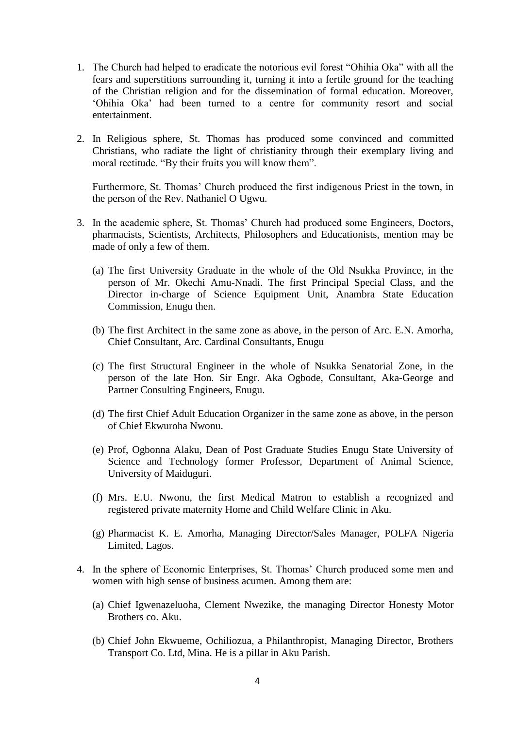1. The Church had helped to eradicate the notorious evil forest "Ohihia Oka" with all the fears and superstitions surrounding it, turning it into a fertile ground for the teaching of the Christian religion and for the dissemination of formal education. Moreover, 'Ohihia Oka' had been turned to a centre for community resort and social entertainment.

2. In Religious sphere, St. Thomas has produced some convinced and committed Christians, who radiate the light of christianity through their exemplary living and moral rectitude. "By their fruits you will know them".

   Furthermore, St. Thomas' Church produced the first indigenous Priest in the town, in the person of the Rev. Nathaniel O Ugwu.

3. In the academic sphere, St. Thomas' Church had produced some Engineers, Doctors, pharmacists, Scientists, Architects, Philosophers and Educationists, mention may be made of only a few of them.

   (a) The first University Graduate in the whole of the Old Nsukka Province, in the person of Mr. Okechi Amu-Nnadi. The first Principal Special Class, and the Director in-charge of Science Equipment Unit, Anambra State Education Commission, Enugu then.

   (b) The first Architect in the same zone as above, in the person of Arc. E.N. Amorha, Chief Consultant, Arc. Cardinal Consultants, Enugu

   (c) The first Structural Engineer in the whole of Nsukka Senatorial Zone, in the person of the late Hon. Sir Engr. Aka Ogbode, Consultant, Aka-George and Partner Consulting Engineers, Enugu.

   (d) The first Chief Adult Education Organizer in the same zone as above, in the person of Chief Ekwuroha Nwonu.

   (e) Prof, Ogbonna Alaku, Dean of Post Graduate Studies Enugu State University of Science and Technology former Professor, Department of Animal Science, University of Maiduguri.

   (f) Mrs. E.U. Nwonu, the first Medical Matron to establish a recognized and registered private maternity Home and Child Welfare Clinic in Aku.

   (g) Pharmacist K. E. Amorha, Managing Director/Sales Manager, POLFA Nigeria Limited, Lagos.

4. In the sphere of Economic Enterprises, St. Thomas' Church produced some men and women with high sense of business acumen. Among them are:

   (a) Chief Igwenazeluoha, Clement Nwezike, the managing Director Honesty Motor Brothers co. Aku.

   (b) Chief John Ekwueme, Ochiliozua, a Philanthropist, Managing Director, Brothers Transport Co. Ltd, Mina. He is a pillar in Aku Parish.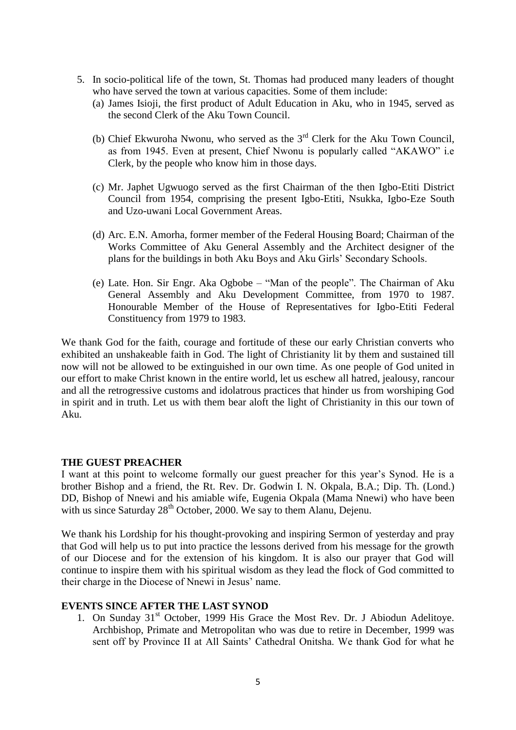5. In socio-political life of the town, St. Thomas had produced many leaders of thought who have served the town at various capacities. Some of them include:
   (a) James Isioji, the first product of Adult Education in Aku, who in 1945, served as the second Clerk of the Aku Town Council.

   (b) Chief Ekwuroha Nwonu, who served as the 3rd Clerk for the Aku Town Council, as from 1945. Even at present, Chief Nwonu is popularly called "AKAWO" i.e Clerk, by the people who know him in those days.

   (c) Mr. Japhet Ugwuogo served as the first Chairman of the then Igbo-Etiti District Council from 1954, comprising the present Igbo-Etiti, Nsukka, Igbo-Eze South and Uzo-uwani Local Government Areas.

   (d) Arc. E.N. Amorha, former member of the Federal Housing Board; Chairman of the Works Committee of Aku General Assembly and the Architect designer of the plans for the buildings in both Aku Boys and Aku Girls' Secondary Schools.

   (e) Late. Hon. Sir Engr. Aka Ogbobe – "Man of the people". The Chairman of Aku General Assembly and Aku Development Committee, from 1970 to 1987. Honourable Member of the House of Representatives for Igbo-Etiti Federal Constituency from 1979 to 1983.

We thank God for the faith, courage and fortitude of these our early Christian converts who exhibited an unshakeable faith in God. The light of Christianity lit by them and sustained till now will not be allowed to be extinguished in our own time. As one people of God united in our effort to make Christ known in the entire world, let us eschew all hatred, jealousy, rancour and all the retrogressive customs and idolatrous practices that hinder us from worshiping God in spirit and in truth. Let us with them bear aloft the light of Christianity in this our town of Aku.

**THE GUEST PREACHER**

I want at this point to welcome formally our guest preacher for this year's Synod. He is a brother Bishop and a friend, the Rt. Rev. Dr. Godwin I. N. Okpala, B.A.; Dip. Th. (Lond.) DD, Bishop of Nnewi and his amiable wife, Eugenia Okpala (Mama Nnewi) who have been with us since Saturday 28th October, 2000. We say to them Alanu, Dejenu.

We thank his Lordship for his thought-provoking and inspiring Sermon of yesterday and pray that God will help us to put into practice the lessons derived from his message for the growth of our Diocese and for the extension of his kingdom. It is also our prayer that God will continue to inspire them with his spiritual wisdom as they lead the flock of God committed to their charge in the Diocese of Nnewi in Jesus' name.

**EVENTS SINCE AFTER THE LAST SYNOD**

1. On Sunday 31st October, 1999 His Grace the Most Rev. Dr. J Abiodun Adelitoye. Archbishop, Primate and Metropolitan who was due to retire in December, 1999 was sent off by Province II at All Saints' Cathedral Onitsha. We thank God for what he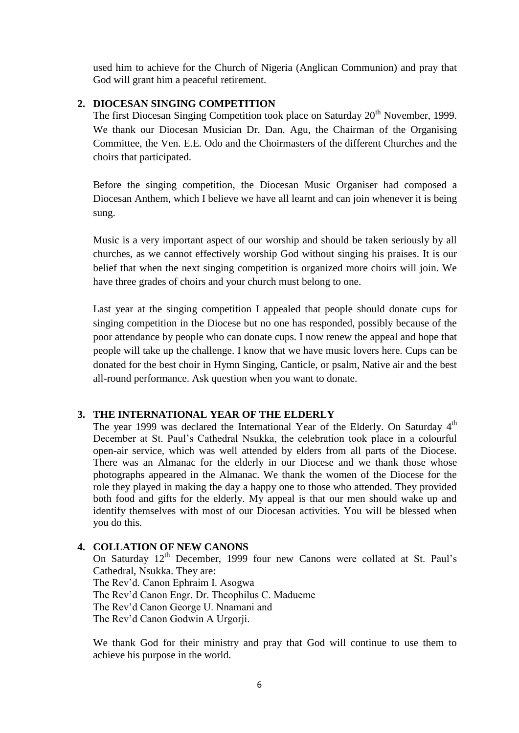used him to achieve for the Church of Nigeria (Anglican Communion) and pray that God will grant him a peaceful retirement.

## 2. DIOCESAN SINGING COMPETITION

The first Diocesan Singing Competition took place on Saturday 20th November, 1999. We thank our Diocesan Musician Dr. Dan. Agu, the Chairman of the Organising Committee, the Ven. E.E. Odo and the Choirmasters of the different Churches and the choirs that participated.

Before the singing competition, the Diocesan Music Organiser had composed a Diocesan Anthem, which I believe we have all learnt and can join whenever it is being sung.

Music is a very important aspect of our worship and should be taken seriously by all churches, as we cannot effectively worship God without singing his praises. It is our belief that when the next singing competition is organized more choirs will join. We have three grades of choirs and your church must belong to one.

Last year at the singing competition I appealed that people should donate cups for singing competition in the Diocese but no one has responded, possibly because of the poor attendance by people who can donate cups. I now renew the appeal and hope that people will take up the challenge. I know that we have music lovers here. Cups can be donated for the best choir in Hymn Singing, Canticle, or psalm, Native air and the best all-round performance. Ask question when you want to donate.

## 3. THE INTERNATIONAL YEAR OF THE ELDERLY

The year 1999 was declared the International Year of the Elderly. On Saturday 4th December at St. Paul's Cathedral Nsukka, the celebration took place in a colourful open-air service, which was well attended by elders from all parts of the Diocese. There was an Almanac for the elderly in our Diocese and we thank those whose photographs appeared in the Almanac. We thank the women of the Diocese for the role they played in making the day a happy one to those who attended. They provided both food and gifts for the elderly. My appeal is that our men should wake up and identify themselves with most of our Diocesan activities. You will be blessed when you do this.

## 4. COLLATION OF NEW CANONS

On Saturday 12th December, 1999 four new Canons were collated at St. Paul's Cathedral, Nsukka. They are:

The Rev'd. Canon Ephraim I. Asogwa
The Rev'd Canon Engr. Dr. Theophilus C. Madueme
The Rev'd Canon George U. Nnamani and
The Rev'd Canon Godwin A Urgorji.

We thank God for their ministry and pray that God will continue to use them to achieve his purpose in the world.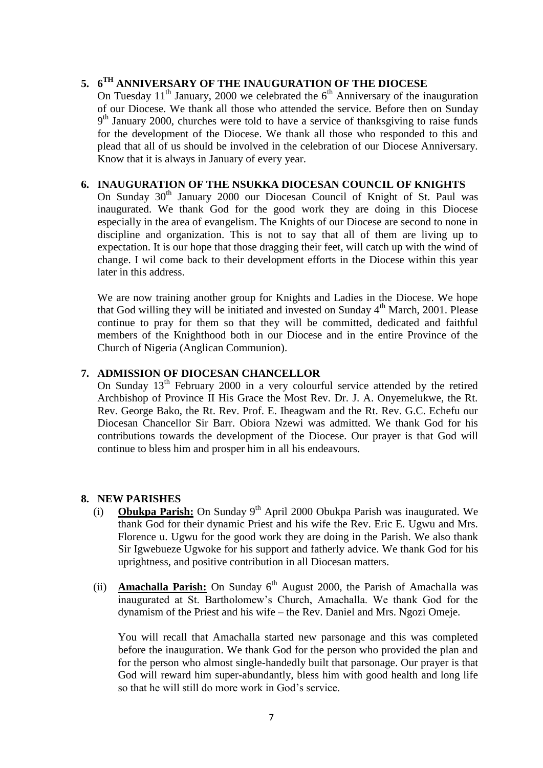## 5. 6TH ANNIVERSARY OF THE INAUGURATION OF THE DIOCESE

On Tuesday 11th January, 2000 we celebrated the 6th Anniversary of the inauguration of our Diocese. We thank all those who attended the service. Before then on Sunday 9th January 2000, churches were told to have a service of thanksgiving to raise funds for the development of the Diocese. We thank all those who responded to this and plead that all of us should be involved in the celebration of our Diocese Anniversary. Know that it is always in January of every year.

## 6. INAUGURATION OF THE NSUKKA DIOCESAN COUNCIL OF KNIGHTS

On Sunday 30th January 2000 our Diocesan Council of Knight of St. Paul was inaugurated. We thank God for the good work they are doing in this Diocese especially in the area of evangelism. The Knights of our Diocese are second to none in discipline and organization. This is not to say that all of them are living up to expectation. It is our hope that those dragging their feet, will catch up with the wind of change. I wil come back to their development efforts in the Diocese within this year later in this address.

We are now training another group for Knights and Ladies in the Diocese. We hope that God willing they will be initiated and invested on Sunday 4th March, 2001. Please continue to pray for them so that they will be committed, dedicated and faithful members of the Knighthood both in our Diocese and in the entire Province of the Church of Nigeria (Anglican Communion).

## 7. ADMISSION OF DIOCESAN CHANCELLOR

On Sunday 13th February 2000 in a very colourful service attended by the retired Archbishop of Province II His Grace the Most Rev. Dr. J. A. Onyemelukwe, the Rt. Rev. George Bako, the Rt. Rev. Prof. E. Iheagwam and the Rt. Rev. G.C. Echefu our Diocesan Chancellor Sir Barr. Obiora Nzewi was admitted. We thank God for his contributions towards the development of the Diocese. Our prayer is that God will continue to bless him and prosper him in all his endeavours.

## 8. NEW PARISHES

(i) **Obukpa Parish:** On Sunday 9th April 2000 Obukpa Parish was inaugurated. We thank God for their dynamic Priest and his wife the Rev. Eric E. Ugwu and Mrs. Florence u. Ugwu for the good work they are doing in the Parish. We also thank Sir Igwebueze Ugwoke for his support and fatherly advice. We thank God for his uprightness, and positive contribution in all Diocesan matters.

(ii) **Amachalla Parish:** On Sunday 6th August 2000, the Parish of Amachalla was inaugurated at St. Bartholomew's Church, Amachalla. We thank God for the dynamism of the Priest and his wife – the Rev. Daniel and Mrs. Ngozi Omeje.

You will recall that Amachalla started new parsonage and this was completed before the inauguration. We thank God for the person who provided the plan and for the person who almost single-handedly built that parsonage. Our prayer is that God will reward him super-abundantly, bless him with good health and long life so that he will still do more work in God's service.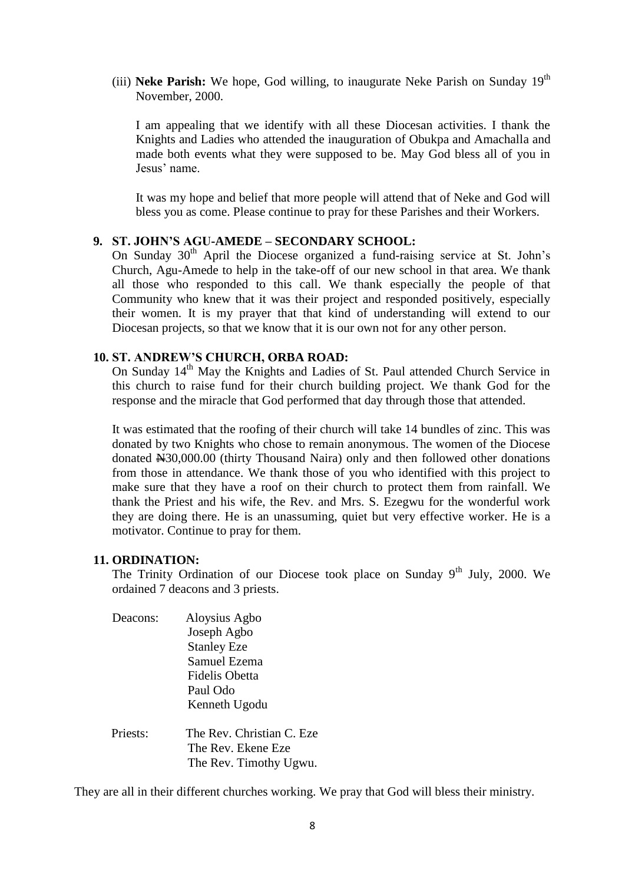(iii) **Neke Parish:** We hope, God willing, to inaugurate Neke Parish on Sunday 19th November, 2000.

I am appealing that we identify with all these Diocesan activities. I thank the Knights and Ladies who attended the inauguration of Obukpa and Amachalla and made both events what they were supposed to be. May God bless all of you in Jesus' name.

It was my hope and belief that more people will attend that of Neke and God will bless you as come. Please continue to pray for these Parishes and their Workers.

## 9. ST. JOHN'S AGU-AMEDE – SECONDARY SCHOOL:

On Sunday 30th April the Diocese organized a fund-raising service at St. John's Church, Agu-Amede to help in the take-off of our new school in that area. We thank all those who responded to this call. We thank especially the people of that Community who knew that it was their project and responded positively, especially their women. It is my prayer that that kind of understanding will extend to our Diocesan projects, so that we know that it is our own not for any other person.

## 10. ST. ANDREW'S CHURCH, ORBA ROAD:

On Sunday 14th May the Knights and Ladies of St. Paul attended Church Service in this church to raise fund for their church building project. We thank God for the response and the miracle that God performed that day through those that attended.

It was estimated that the roofing of their church will take 14 bundles of zinc. This was donated by two Knights who chose to remain anonymous. The women of the Diocese donated ₦30,000.00 (thirty Thousand Naira) only and then followed other donations from those in attendance. We thank those of you who identified with this project to make sure that they have a roof on their church to protect them from rainfall. We thank the Priest and his wife, the Rev. and Mrs. S. Ezegwu for the wonderful work they are doing there. He is an unassuming, quiet but very effective worker. He is a motivator. Continue to pray for them.

## 11. ORDINATION:

The Trinity Ordination of our Diocese took place on Sunday 9th July, 2000. We ordained 7 deacons and 3 priests.

Deacons:
- Aloysius Agbo
- Joseph Agbo
- Stanley Eze
- Samuel Ezema
- Fidelis Obetta
- Paul Odo
- Kenneth Ugodu

Priests:
- The Rev. Christian C. Eze
- The Rev. Ekene Eze
- The Rev. Timothy Ugwu.

They are all in their different churches working. We pray that God will bless their ministry.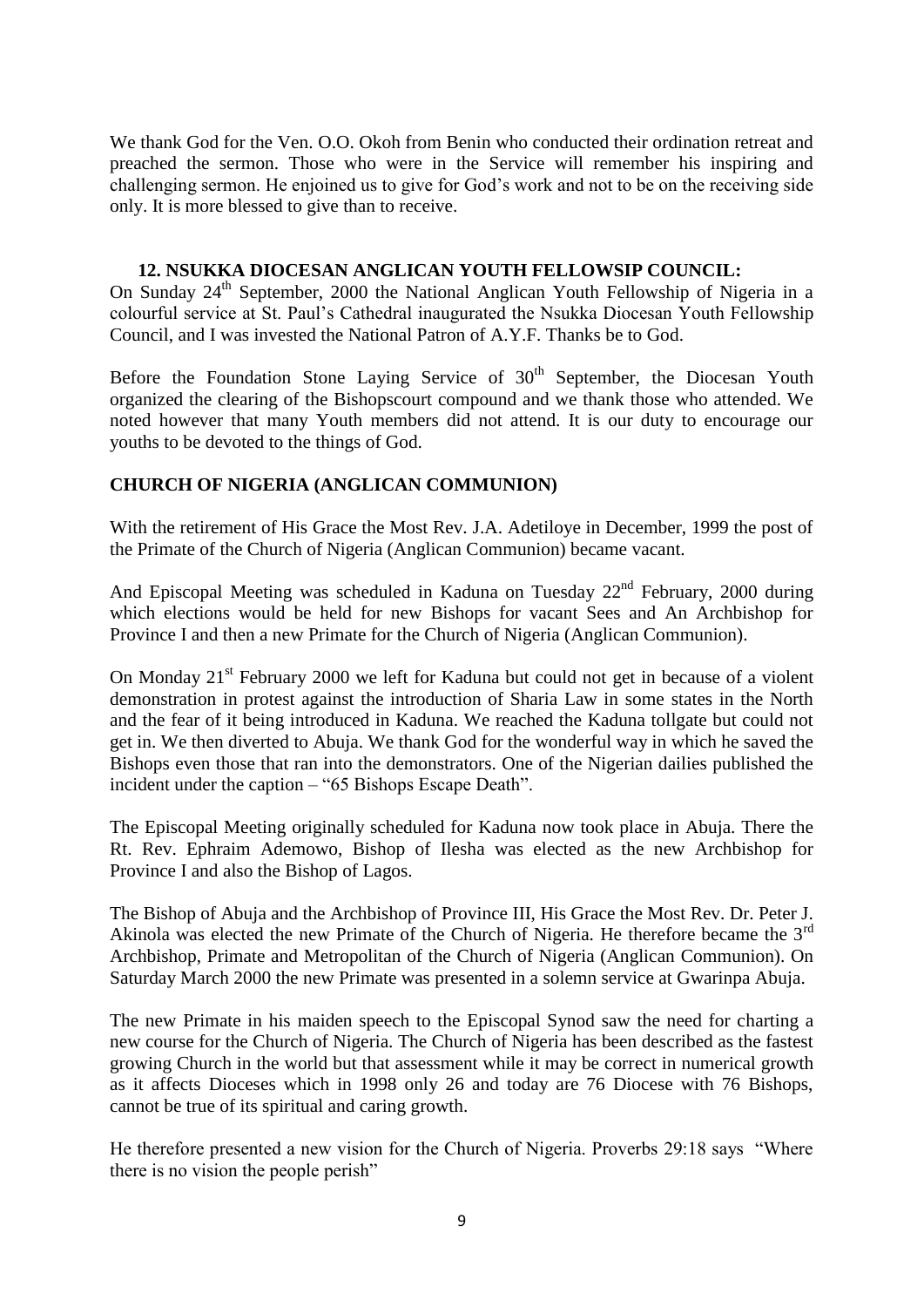We thank God for the Ven. O.O. Okoh from Benin who conducted their ordination retreat and preached the sermon. Those who were in the Service will remember his inspiring and challenging sermon. He enjoined us to give for God's work and not to be on the receiving side only. It is more blessed to give than to receive.

### 12. NSUKKA DIOCESAN ANGLICAN YOUTH FELLOWSIP COUNCIL:

On Sunday 24th September, 2000 the National Anglican Youth Fellowship of Nigeria in a colourful service at St. Paul's Cathedral inaugurated the Nsukka Diocesan Youth Fellowship Council, and I was invested the National Patron of A.Y.F. Thanks be to God.

Before the Foundation Stone Laying Service of 30th September, the Diocesan Youth organized the clearing of the Bishopscourt compound and we thank those who attended. We noted however that many Youth members did not attend. It is our duty to encourage our youths to be devoted to the things of God.

### CHURCH OF NIGERIA (ANGLICAN COMMUNION)

With the retirement of His Grace the Most Rev. J.A. Adetiloye in December, 1999 the post of the Primate of the Church of Nigeria (Anglican Communion) became vacant.

And Episcopal Meeting was scheduled in Kaduna on Tuesday 22nd February, 2000 during which elections would be held for new Bishops for vacant Sees and An Archbishop for Province I and then a new Primate for the Church of Nigeria (Anglican Communion).

On Monday 21st February 2000 we left for Kaduna but could not get in because of a violent demonstration in protest against the introduction of Sharia Law in some states in the North and the fear of it being introduced in Kaduna. We reached the Kaduna tollgate but could not get in. We then diverted to Abuja. We thank God for the wonderful way in which he saved the Bishops even those that ran into the demonstrators. One of the Nigerian dailies published the incident under the caption – "65 Bishops Escape Death".

The Episcopal Meeting originally scheduled for Kaduna now took place in Abuja. There the Rt. Rev. Ephraim Ademowo, Bishop of Ilesha was elected as the new Archbishop for Province I and also the Bishop of Lagos.

The Bishop of Abuja and the Archbishop of Province III, His Grace the Most Rev. Dr. Peter J. Akinola was elected the new Primate of the Church of Nigeria. He therefore became the 3rd Archbishop, Primate and Metropolitan of the Church of Nigeria (Anglican Communion). On Saturday March 2000 the new Primate was presented in a solemn service at Gwarinpa Abuja.

The new Primate in his maiden speech to the Episcopal Synod saw the need for charting a new course for the Church of Nigeria. The Church of Nigeria has been described as the fastest growing Church in the world but that assessment while it may be correct in numerical growth as it affects Dioceses which in 1998 only 26 and today are 76 Diocese with 76 Bishops, cannot be true of its spiritual and caring growth.

He therefore presented a new vision for the Church of Nigeria. Proverbs 29:18 says "Where there is no vision the people perish"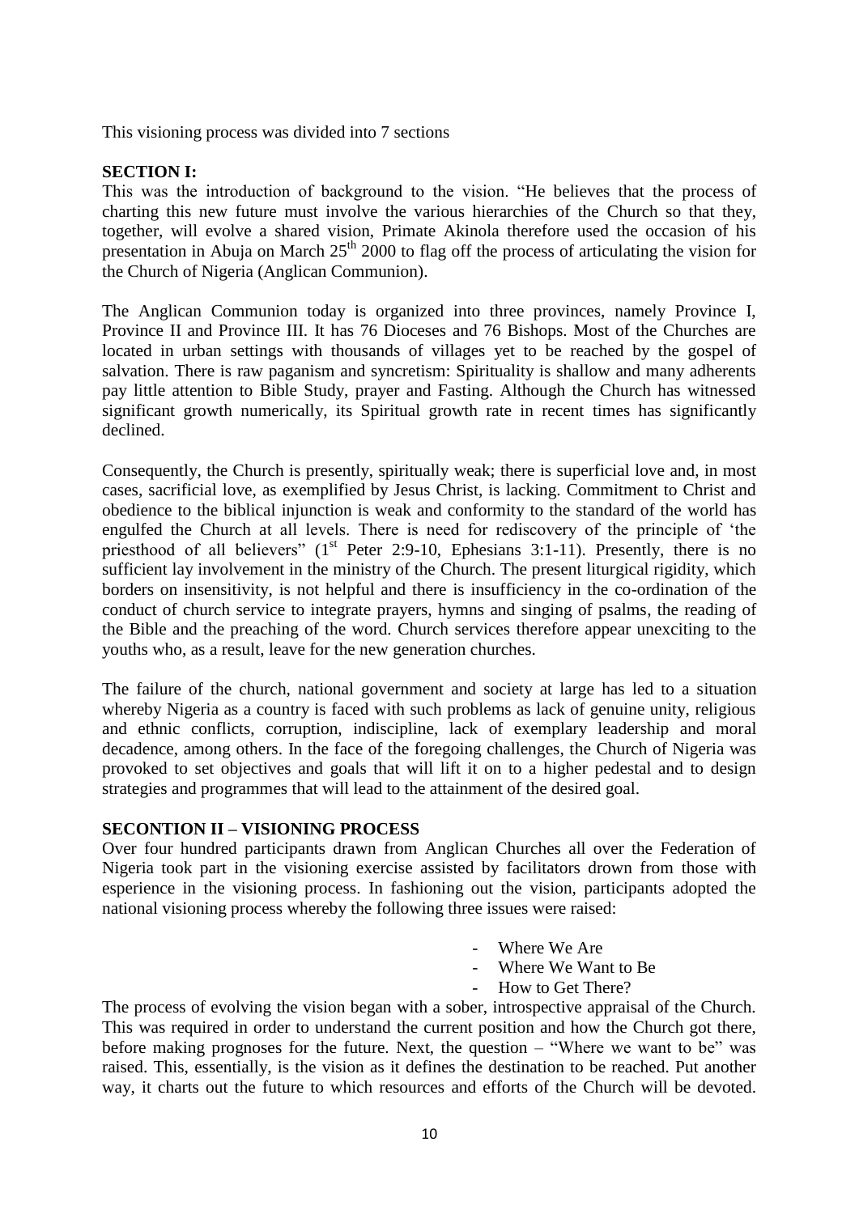This visioning process was divided into 7 sections

**SECTION I:**

This was the introduction of background to the vision. "He believes that the process of charting this new future must involve the various hierarchies of the Church so that they, together, will evolve a shared vision, Primate Akinola therefore used the occasion of his presentation in Abuja on March 25th 2000 to flag off the process of articulating the vision for the Church of Nigeria (Anglican Communion).

The Anglican Communion today is organized into three provinces, namely Province I, Province II and Province III. It has 76 Dioceses and 76 Bishops. Most of the Churches are located in urban settings with thousands of villages yet to be reached by the gospel of salvation. There is raw paganism and syncretism: Spirituality is shallow and many adherents pay little attention to Bible Study, prayer and Fasting. Although the Church has witnessed significant growth numerically, its Spiritual growth rate in recent times has significantly declined.

Consequently, the Church is presently, spiritually weak; there is superficial love and, in most cases, sacrificial love, as exemplified by Jesus Christ, is lacking. Commitment to Christ and obedience to the biblical injunction is weak and conformity to the standard of the world has engulfed the Church at all levels. There is need for rediscovery of the principle of 'the priesthood of all believers" (1st Peter 2:9-10, Ephesians 3:1-11). Presently, there is no sufficient lay involvement in the ministry of the Church. The present liturgical rigidity, which borders on insensitivity, is not helpful and there is insufficiency in the co-ordination of the conduct of church service to integrate prayers, hymns and singing of psalms, the reading of the Bible and the preaching of the word. Church services therefore appear unexciting to the youths who, as a result, leave for the new generation churches.

The failure of the church, national government and society at large has led to a situation whereby Nigeria as a country is faced with such problems as lack of genuine unity, religious and ethnic conflicts, corruption, indiscipline, lack of exemplary leadership and moral decadence, among others. In the face of the foregoing challenges, the Church of Nigeria was provoked to set objectives and goals that will lift it on to a higher pedestal and to design strategies and programmes that will lead to the attainment of the desired goal.

**SECONTION II – VISIONING PROCESS**

Over four hundred participants drawn from Anglican Churches all over the Federation of Nigeria took part in the visioning exercise assisted by facilitators drawn from those with esperience in the visioning process. In fashioning out the vision, participants adopted the national visioning process whereby the following three issues were raised:

- Where We Are
- Where We Want to Be
- How to Get There?

The process of evolving the vision began with a sober, introspective appraisal of the Church. This was required in order to understand the current position and how the Church got there, before making prognoses for the future. Next, the question – "Where we want to be" was raised. This, essentially, is the vision as it defines the destination to be reached. Put another way, it charts out the future to which resources and efforts of the Church will be devoted.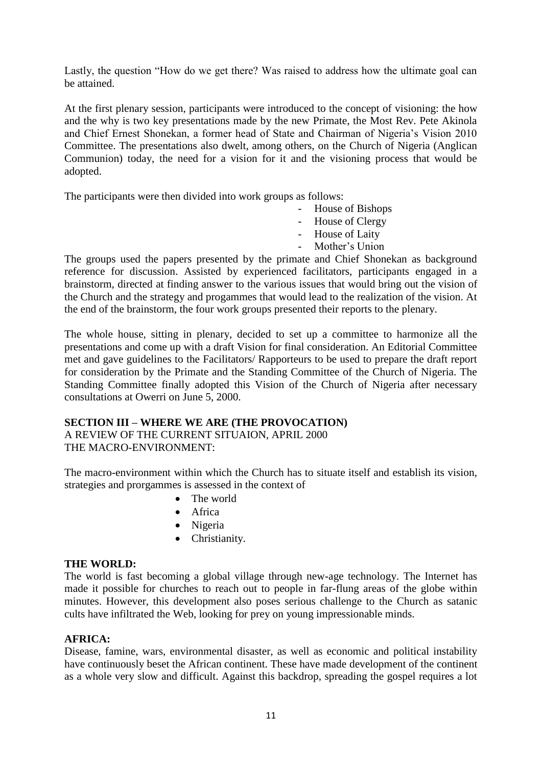Lastly, the question "How do we get there? Was raised to address how the ultimate goal can be attained.

At the first plenary session, participants were introduced to the concept of visioning: the how and the why is two key presentations made by the new Primate, the Most Rev. Pete Akinola and Chief Ernest Shonekan, a former head of State and Chairman of Nigeria's Vision 2010 Committee. The presentations also dwelt, among others, on the Church of Nigeria (Anglican Communion) today, the need for a vision for it and the visioning process that would be adopted.

The participants were then divided into work groups as follows:

- House of Bishops
- House of Clergy
- House of Laity
- Mother's Union

The groups used the papers presented by the primate and Chief Shonekan as background reference for discussion. Assisted by experienced facilitators, participants engaged in a brainstorm, directed at finding answer to the various issues that would bring out the vision of the Church and the strategy and progammes that would lead to the realization of the vision. At the end of the brainstorm, the four work groups presented their reports to the plenary.

The whole house, sitting in plenary, decided to set up a committee to harmonize all the presentations and come up with a draft Vision for final consideration. An Editorial Committee met and gave guidelines to the Facilitators/ Rapporteurs to be used to prepare the draft report for consideration by the Primate and the Standing Committee of the Church of Nigeria. The Standing Committee finally adopted this Vision of the Church of Nigeria after necessary consultations at Owerri on June 5, 2000.

## SECTION III – WHERE WE ARE (THE PROVOCATION)

A REVIEW OF THE CURRENT SITUAION, APRIL 2000
THE MACRO-ENVIRONMENT:

The macro-environment within which the Church has to situate itself and establish its vision, strategies and prorgammes is assessed in the context of

- The world
- Africa
- Nigeria
- Christianity.

**THE WORLD:**
The world is fast becoming a global village through new-age technology. The Internet has made it possible for churches to reach out to people in far-flung areas of the globe within minutes. However, this development also poses serious challenge to the Church as satanic cults have infiltrated the Web, looking for prey on young impressionable minds.

**AFRICA:**
Disease, famine, wars, environmental disaster, as well as economic and political instability have continuously beset the African continent. These have made development of the continent as a whole very slow and difficult. Against this backdrop, spreading the gospel requires a lot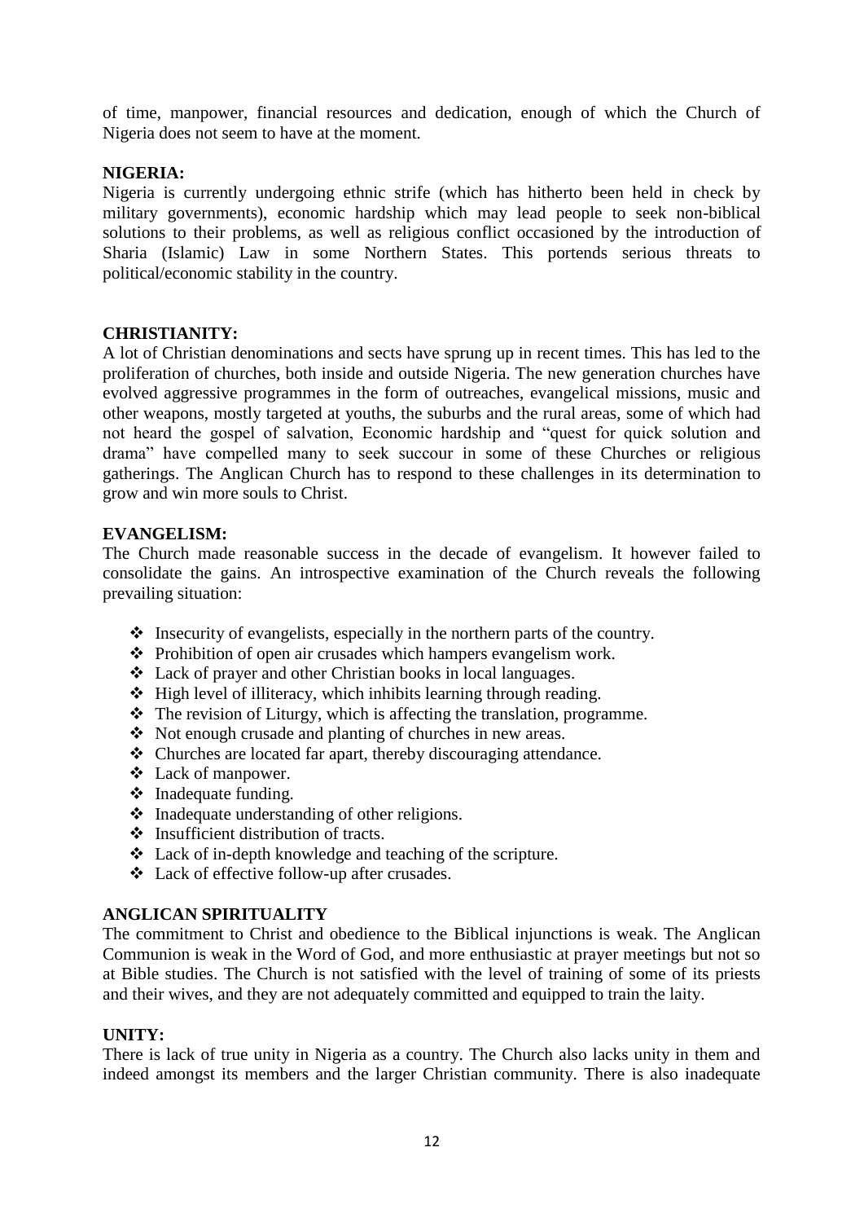of time, manpower, financial resources and dedication, enough of which the Church of Nigeria does not seem to have at the moment.

**NIGERIA:**

Nigeria is currently undergoing ethnic strife (which has hitherto been held in check by military governments), economic hardship which may lead people to seek non-biblical solutions to their problems, as well as religious conflict occasioned by the introduction of Sharia (Islamic) Law in some Northern States. This portends serious threats to political/economic stability in the country.

**CHRISTIANITY:**

A lot of Christian denominations and sects have sprung up in recent times. This has led to the proliferation of churches, both inside and outside Nigeria. The new generation churches have evolved aggressive programmes in the form of outreaches, evangelical missions, music and other weapons, mostly targeted at youths, the suburbs and the rural areas, some of which had not heard the gospel of salvation, Economic hardship and "quest for quick solution and drama" have compelled many to seek succour in some of these Churches or religious gatherings. The Anglican Church has to respond to these challenges in its determination to grow and win more souls to Christ.

**EVANGELISM:**

The Church made reasonable success in the decade of evangelism. It however failed to consolidate the gains. An introspective examination of the Church reveals the following prevailing situation:

- Insecurity of evangelists, especially in the northern parts of the country.
- Prohibition of open air crusades which hampers evangelism work.
- Lack of prayer and other Christian books in local languages.
- High level of illiteracy, which inhibits learning through reading.
- The revision of Liturgy, which is affecting the translation, programme.
- Not enough crusade and planting of churches in new areas.
- Churches are located far apart, thereby discouraging attendance.
- Lack of manpower.
- Inadequate funding.
- Inadequate understanding of other religions.
- Insufficient distribution of tracts.
- Lack of in-depth knowledge and teaching of the scripture.
- Lack of effective follow-up after crusades.

**ANGLICAN SPIRITUALITY**

The commitment to Christ and obedience to the Biblical injunctions is weak. The Anglican Communion is weak in the Word of God, and more enthusiastic at prayer meetings but not so at Bible studies. The Church is not satisfied with the level of training of some of its priests and their wives, and they are not adequately committed and equipped to train the laity.

**UNITY:**

There is lack of true unity in Nigeria as a country. The Church also lacks unity in them and indeed amongst its members and the larger Christian community. There is also inadequate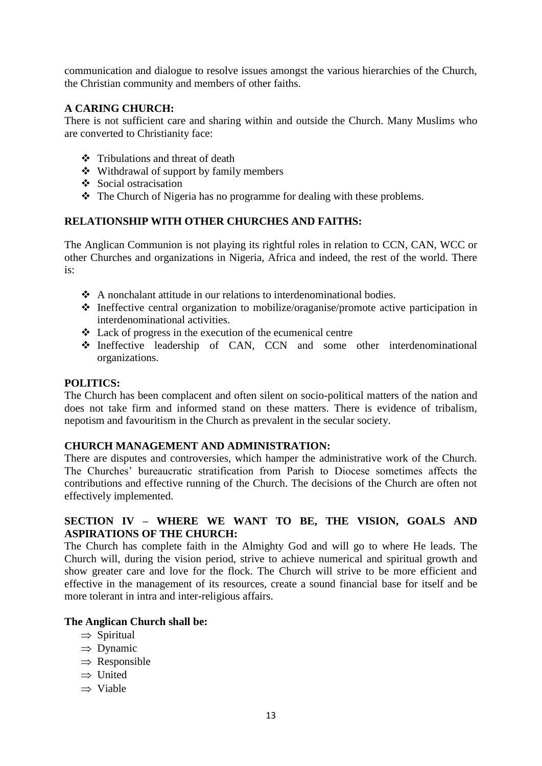communication and dialogue to resolve issues amongst the various hierarchies of the Church, the Christian community and members of other faiths.

**A CARING CHURCH:**
There is not sufficient care and sharing within and outside the Church. Many Muslims who are converted to Christianity face:

- Tribulations and threat of death
- Withdrawal of support by family members
- Social ostracisation
- The Church of Nigeria has no programme for dealing with these problems.

**RELATIONSHIP WITH OTHER CHURCHES AND FAITHS:**

The Anglican Communion is not playing its rightful roles in relation to CCN, CAN, WCC or other Churches and organizations in Nigeria, Africa and indeed, the rest of the world. There is:

- A nonchalant attitude in our relations to interdenominational bodies.
- Ineffective central organization to mobilize/oraganise/promote active participation in interdenominational activities.
- Lack of progress in the execution of the ecumenical centre
- Ineffective leadership of CAN, CCN and some other interdenominational organizations.

**POLITICS:**
The Church has been complacent and often silent on socio-political matters of the nation and does not take firm and informed stand on these matters. There is evidence of tribalism, nepotism and favouritism in the Church as prevalent in the secular society.

**CHURCH MANAGEMENT AND ADMINISTRATION:**
There are disputes and controversies, which hamper the administrative work of the Church. The Churches' bureaucratic stratification from Parish to Diocese sometimes affects the contributions and effective running of the Church. The decisions of the Church are often not effectively implemented.

**SECTION IV – WHERE WE WANT TO BE, THE VISION, GOALS AND ASPIRATIONS OF THE CHURCH:**
The Church has complete faith in the Almighty God and will go to where He leads. The Church will, during the vision period, strive to achieve numerical and spiritual growth and show greater care and love for the flock. The Church will strive to be more efficient and effective in the management of its resources, create a sound financial base for itself and be more tolerant in intra and inter-religious affairs.

**The Anglican Church shall be:**

- ⇒ Spiritual
- ⇒ Dynamic
- ⇒ Responsible
- ⇒ United
- ⇒ Viable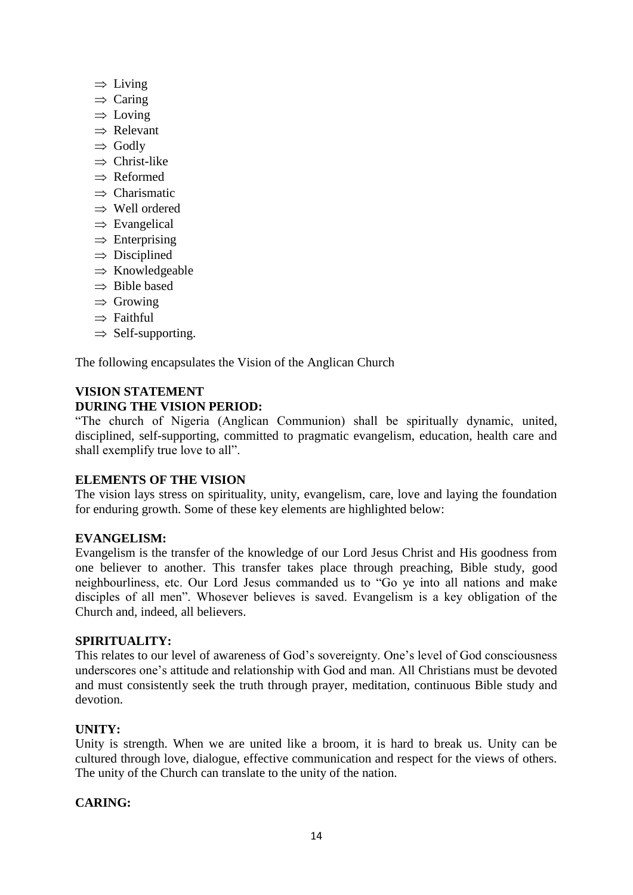- ⇒ Living
- ⇒ Caring
- ⇒ Loving
- ⇒ Relevant
- ⇒ Godly
- ⇒ Christ-like
- ⇒ Reformed
- ⇒ Charismatic
- ⇒ Well ordered
- ⇒ Evangelical
- ⇒ Enterprising
- ⇒ Disciplined
- ⇒ Knowledgeable
- ⇒ Bible based
- ⇒ Growing
- ⇒ Faithful
- ⇒ Self-supporting.

The following encapsulates the Vision of the Anglican Church

**VISION STATEMENT**
**DURING THE VISION PERIOD:**

"The church of Nigeria (Anglican Communion) shall be spiritually dynamic, united, disciplined, self-supporting, committed to pragmatic evangelism, education, health care and shall exemplify true love to all".

**ELEMENTS OF THE VISION**

The vision lays stress on spirituality, unity, evangelism, care, love and laying the foundation for enduring growth. Some of these key elements are highlighted below:

**EVANGELISM:**

Evangelism is the transfer of the knowledge of our Lord Jesus Christ and His goodness from one believer to another. This transfer takes place through preaching, Bible study, good neighbourliness, etc. Our Lord Jesus commanded us to "Go ye into all nations and make disciples of all men". Whosever believes is saved. Evangelism is a key obligation of the Church and, indeed, all believers.

**SPIRITUALITY:**

This relates to our level of awareness of God's sovereignty. One's level of God consciousness underscores one's attitude and relationship with God and man. All Christians must be devoted and must consistently seek the truth through prayer, meditation, continuous Bible study and devotion.

**UNITY:**

Unity is strength. When we are united like a broom, it is hard to break us. Unity can be cultured through love, dialogue, effective communication and respect for the views of others. The unity of the Church can translate to the unity of the nation.

**CARING:**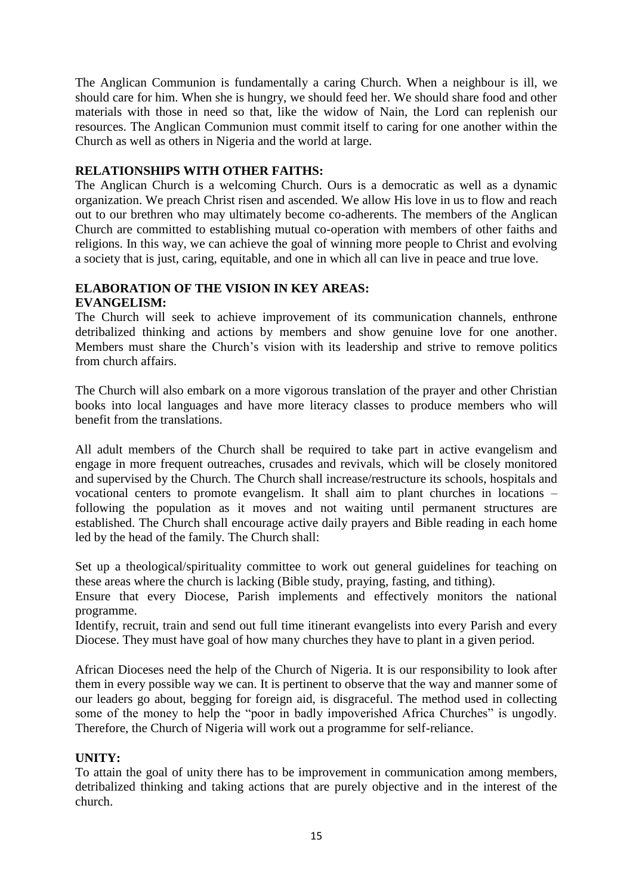The Anglican Communion is fundamentally a caring Church. When a neighbour is ill, we should care for him. When she is hungry, we should feed her. We should share food and other materials with those in need so that, like the widow of Nain, the Lord can replenish our resources. The Anglican Communion must commit itself to caring for one another within the Church as well as others in Nigeria and the world at large.

**RELATIONSHIPS WITH OTHER FAITHS:**
The Anglican Church is a welcoming Church. Ours is a democratic as well as a dynamic organization. We preach Christ risen and ascended. We allow His love in us to flow and reach out to our brethren who may ultimately become co-adherents. The members of the Anglican Church are committed to establishing mutual co-operation with members of other faiths and religions. In this way, we can achieve the goal of winning more people to Christ and evolving a society that is just, caring, equitable, and one in which all can live in peace and true love.

**ELABORATION OF THE VISION IN KEY AREAS:**
**EVANGELISM:**
The Church will seek to achieve improvement of its communication channels, enthrone detribalized thinking and actions by members and show genuine love for one another. Members must share the Church's vision with its leadership and strive to remove politics from church affairs.

The Church will also embark on a more vigorous translation of the prayer and other Christian books into local languages and have more literacy classes to produce members who will benefit from the translations.

All adult members of the Church shall be required to take part in active evangelism and engage in more frequent outreaches, crusades and revivals, which will be closely monitored and supervised by the Church. The Church shall increase/restructure its schools, hospitals and vocational centers to promote evangelism. It shall aim to plant churches in locations – following the population as it moves and not waiting until permanent structures are established. The Church shall encourage active daily prayers and Bible reading in each home led by the head of the family. The Church shall:

Set up a theological/spirituality committee to work out general guidelines for teaching on these areas where the church is lacking (Bible study, praying, fasting, and tithing).
Ensure that every Diocese, Parish implements and effectively monitors the national programme.
Identify, recruit, train and send out full time itinerant evangelists into every Parish and every Diocese. They must have goal of how many churches they have to plant in a given period.

African Dioceses need the help of the Church of Nigeria. It is our responsibility to look after them in every possible way we can. It is pertinent to observe that the way and manner some of our leaders go about, begging for foreign aid, is disgraceful. The method used in collecting some of the money to help the "poor in badly impoverished Africa Churches" is ungodly. Therefore, the Church of Nigeria will work out a programme for self-reliance.

**UNITY:**
To attain the goal of unity there has to be improvement in communication among members, detribalized thinking and taking actions that are purely objective and in the interest of the church.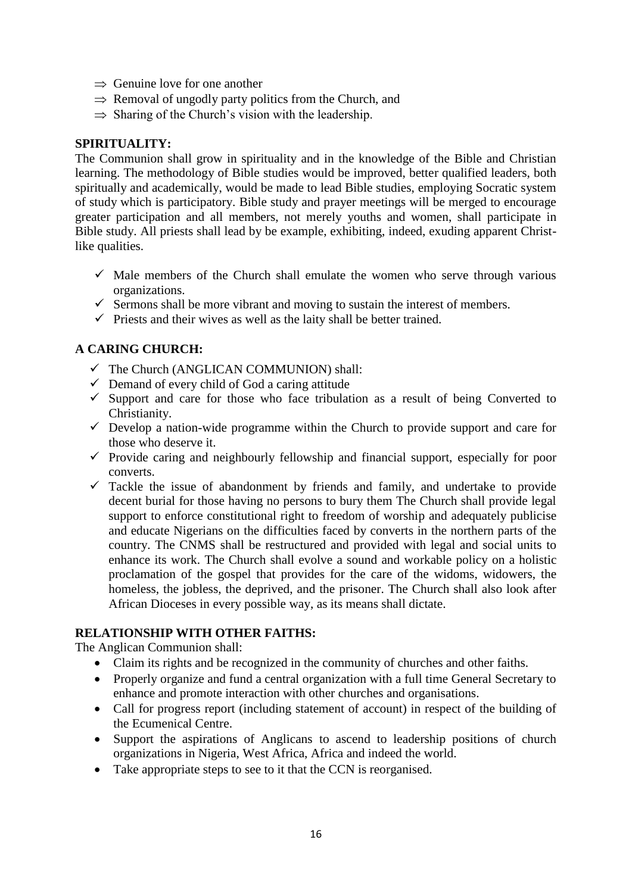- ⇒ Genuine love for one another
- ⇒ Removal of ungodly party politics from the Church, and
- ⇒ Sharing of the Church's vision with the leadership.

**SPIRITUALITY:**

The Communion shall grow in spirituality and in the knowledge of the Bible and Christian learning. The methodology of Bible studies would be improved, better qualified leaders, both spiritually and academically, would be made to lead Bible studies, employing Socratic system of study which is participatory. Bible study and prayer meetings will be merged to encourage greater participation and all members, not merely youths and women, shall participate in Bible study. All priests shall lead by be example, exhibiting, indeed, exuding apparent Christ-like qualities.

- ✓ Male members of the Church shall emulate the women who serve through various organizations.
- ✓ Sermons shall be more vibrant and moving to sustain the interest of members.
- ✓ Priests and their wives as well as the laity shall be better trained.

**A CARING CHURCH:**

- ✓ The Church (ANGLICAN COMMUNION) shall:
- ✓ Demand of every child of God a caring attitude
- ✓ Support and care for those who face tribulation as a result of being Converted to Christianity.
- ✓ Develop a nation-wide programme within the Church to provide support and care for those who deserve it.
- ✓ Provide caring and neighbourly fellowship and financial support, especially for poor converts.
- ✓ Tackle the issue of abandonment by friends and family, and undertake to provide decent burial for those having no persons to bury them The Church shall provide legal support to enforce constitutional right to freedom of worship and adequately publicise and educate Nigerians on the difficulties faced by converts in the northern parts of the country. The CNMS shall be restructured and provided with legal and social units to enhance its work. The Church shall evolve a sound and workable policy on a holistic proclamation of the gospel that provides for the care of the widoms, widowers, the homeless, the jobless, the deprived, and the prisoner. The Church shall also look after African Dioceses in every possible way, as its means shall dictate.

**RELATIONSHIP WITH OTHER FAITHS:**

The Anglican Communion shall:

- Claim its rights and be recognized in the community of churches and other faiths.
- Properly organize and fund a central organization with a full time General Secretary to enhance and promote interaction with other churches and organisations.
- Call for progress report (including statement of account) in respect of the building of the Ecumenical Centre.
- Support the aspirations of Anglicans to ascend to leadership positions of church organizations in Nigeria, West Africa, Africa and indeed the world.
- Take appropriate steps to see to it that the CCN is reorganised.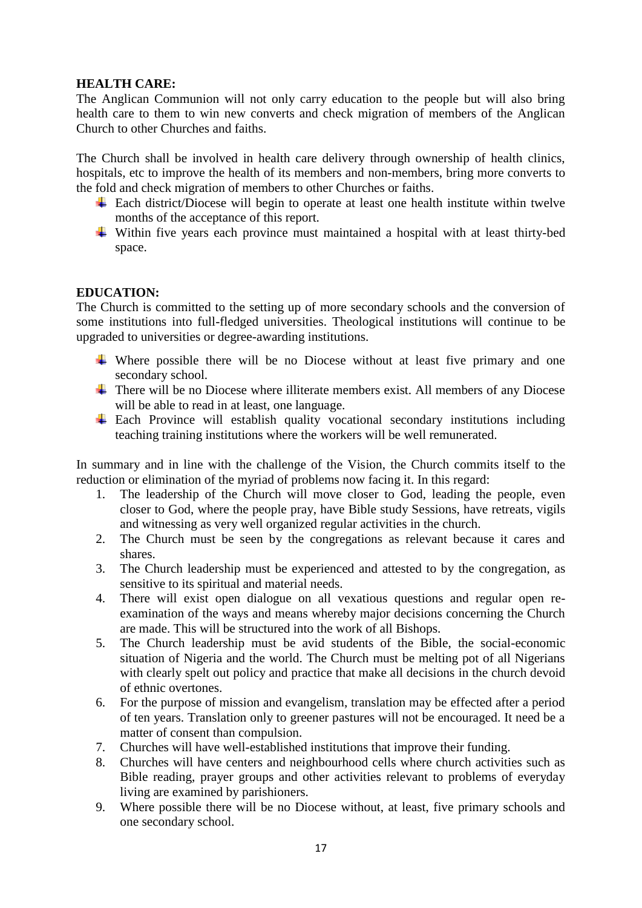**HEALTH CARE:**

The Anglican Communion will not only carry education to the people but will also bring health care to them to win new converts and check migration of members of the Anglican Church to other Churches and faiths.

The Church shall be involved in health care delivery through ownership of health clinics, hospitals, etc to improve the health of its members and non-members, bring more converts to the fold and check migration of members to other Churches or faiths.

- Each district/Diocese will begin to operate at least one health institute within twelve months of the acceptance of this report.
- Within five years each province must maintained a hospital with at least thirty-bed space.

**EDUCATION:**

The Church is committed to the setting up of more secondary schools and the conversion of some institutions into full-fledged universities. Theological institutions will continue to be upgraded to universities or degree-awarding institutions.

- Where possible there will be no Diocese without at least five primary and one secondary school.
- There will be no Diocese where illiterate members exist. All members of any Diocese will be able to read in at least, one language.
- Each Province will establish quality vocational secondary institutions including teaching training institutions where the workers will be well remunerated.

In summary and in line with the challenge of the Vision, the Church commits itself to the reduction or elimination of the myriad of problems now facing it. In this regard:

1. The leadership of the Church will move closer to God, leading the people, even closer to God, where the people pray, have Bible study Sessions, have retreats, vigils and witnessing as very well organized regular activities in the church.
2. The Church must be seen by the congregations as relevant because it cares and shares.
3. The Church leadership must be experienced and attested to by the congregation, as sensitive to its spiritual and material needs.
4. There will exist open dialogue on all vexatious questions and regular open re-examination of the ways and means whereby major decisions concerning the Church are made. This will be structured into the work of all Bishops.
5. The Church leadership must be avid students of the Bible, the social-economic situation of Nigeria and the world. The Church must be melting pot of all Nigerians with clearly spelt out policy and practice that make all decisions in the church devoid of ethnic overtones.
6. For the purpose of mission and evangelism, translation may be effected after a period of ten years. Translation only to greener pastures will not be encouraged. It need be a matter of consent than compulsion.
7. Churches will have well-established institutions that improve their funding.
8. Churches will have centers and neighbourhood cells where church activities such as Bible reading, prayer groups and other activities relevant to problems of everyday living are examined by parishioners.
9. Where possible there will be no Diocese without, at least, five primary schools and one secondary school.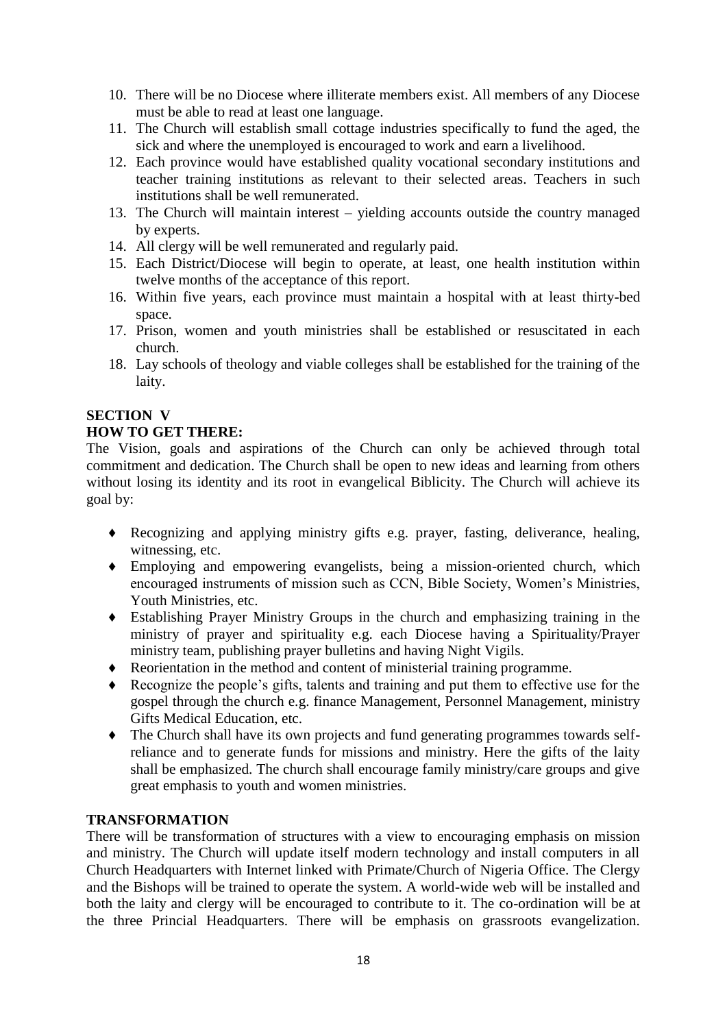10. There will be no Diocese where illiterate members exist. All members of any Diocese must be able to read at least one language.
11. The Church will establish small cottage industries specifically to fund the aged, the sick and where the unemployed is encouraged to work and earn a livelihood.
12. Each province would have established quality vocational secondary institutions and teacher training institutions as relevant to their selected areas. Teachers in such institutions shall be well remunerated.
13. The Church will maintain interest – yielding accounts outside the country managed by experts.
14. All clergy will be well remunerated and regularly paid.
15. Each District/Diocese will begin to operate, at least, one health institution within twelve months of the acceptance of this report.
16. Within five years, each province must maintain a hospital with at least thirty-bed space.
17. Prison, women and youth ministries shall be established or resuscitated in each church.
18. Lay schools of theology and viable colleges shall be established for the training of the laity.

## SECTION V

## HOW TO GET THERE:

The Vision, goals and aspirations of the Church can only be achieved through total commitment and dedication. The Church shall be open to new ideas and learning from others without losing its identity and its root in evangelical Biblicity. The Church will achieve its goal by:

- Recognizing and applying ministry gifts e.g. prayer, fasting, deliverance, healing, witnessing, etc.
- Employing and empowering evangelists, being a mission-oriented church, which encouraged instruments of mission such as CCN, Bible Society, Women's Ministries, Youth Ministries, etc.
- Establishing Prayer Ministry Groups in the church and emphasizing training in the ministry of prayer and spirituality e.g. each Diocese having a Spirituality/Prayer ministry team, publishing prayer bulletins and having Night Vigils.
- Reorientation in the method and content of ministerial training programme.
- Recognize the people's gifts, talents and training and put them to effective use for the gospel through the church e.g. finance Management, Personnel Management, ministry Gifts Medical Education, etc.
- The Church shall have its own projects and fund generating programmes towards self-reliance and to generate funds for missions and ministry. Here the gifts of the laity shall be emphasized. The church shall encourage family ministry/care groups and give great emphasis to youth and women ministries.

## TRANSFORMATION

There will be transformation of structures with a view to encouraging emphasis on mission and ministry. The Church will update itself modern technology and install computers in all Church Headquarters with Internet linked with Primate/Church of Nigeria Office. The Clergy and the Bishops will be trained to operate the system. A world-wide web will be installed and both the laity and clergy will be encouraged to contribute to it. The co-ordination will be at the three Princial Headquarters. There will be emphasis on grassroots evangelization.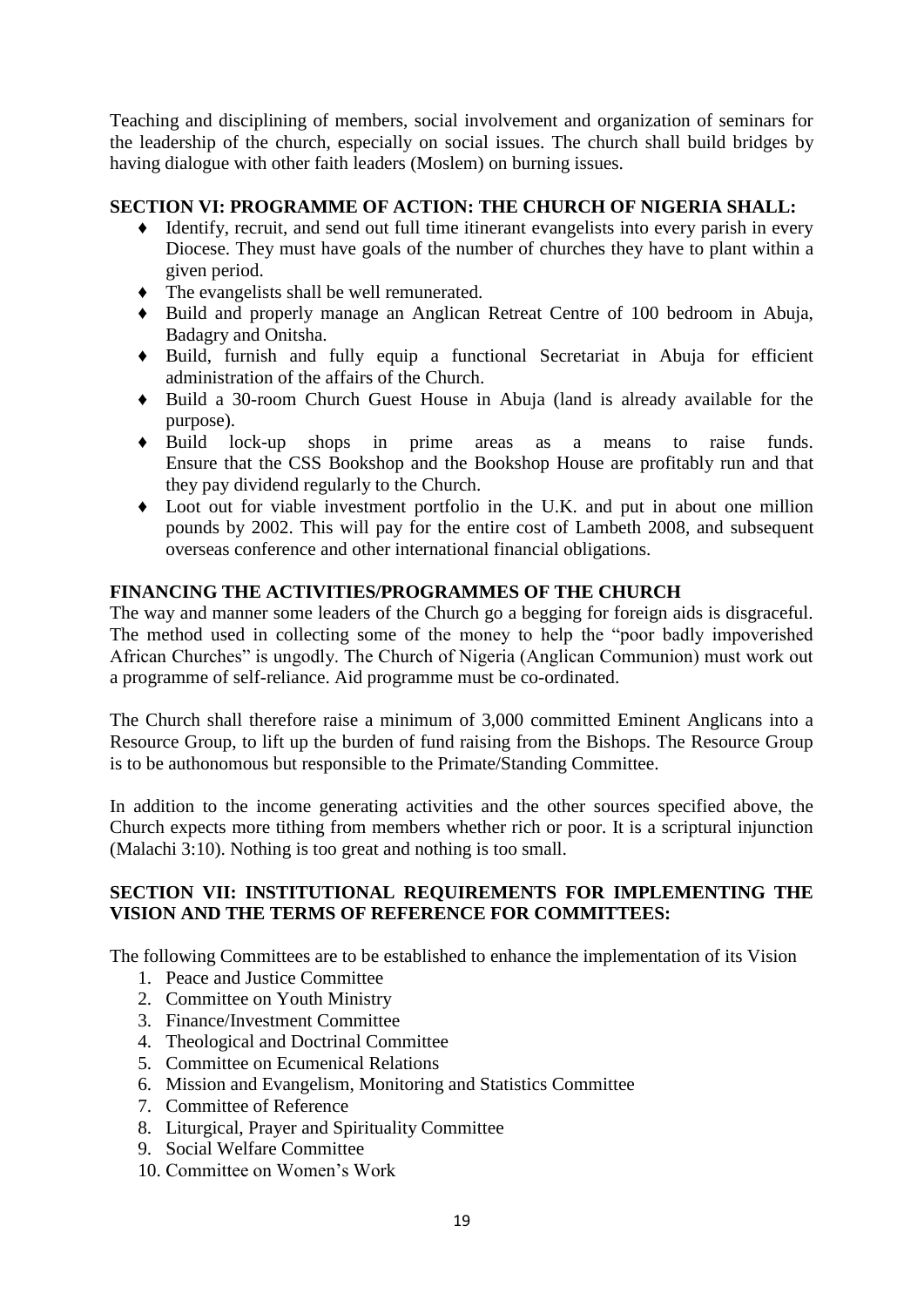Teaching and disciplining of members, social involvement and organization of seminars for the leadership of the church, especially on social issues. The church shall build bridges by having dialogue with other faith leaders (Moslem) on burning issues.

## SECTION VI: PROGRAMME OF ACTION: THE CHURCH OF NIGERIA SHALL:

- Identify, recruit, and send out full time itinerant evangelists into every parish in every Diocese. They must have goals of the number of churches they have to plant within a given period.
- The evangelists shall be well remunerated.
- Build and properly manage an Anglican Retreat Centre of 100 bedroom in Abuja, Badagry and Onitsha.
- Build, furnish and fully equip a functional Secretariat in Abuja for efficient administration of the affairs of the Church.
- Build a 30-room Church Guest House in Abuja (land is already available for the purpose).
- Build lock-up shops in prime areas as a means to raise funds. Ensure that the CSS Bookshop and the Bookshop House are profitably run and that they pay dividend regularly to the Church.
- Loot out for viable investment portfolio in the U.K. and put in about one million pounds by 2002. This will pay for the entire cost of Lambeth 2008, and subsequent overseas conference and other international financial obligations.

## FINANCING THE ACTIVITIES/PROGRAMMES OF THE CHURCH

The way and manner some leaders of the Church go a begging for foreign aids is disgraceful. The method used in collecting some of the money to help the "poor badly impoverished African Churches" is ungodly. The Church of Nigeria (Anglican Communion) must work out a programme of self-reliance. Aid programme must be co-ordinated.

The Church shall therefore raise a minimum of 3,000 committed Eminent Anglicans into a Resource Group, to lift up the burden of fund raising from the Bishops. The Resource Group is to be authonomous but responsible to the Primate/Standing Committee.

In addition to the income generating activities and the other sources specified above, the Church expects more tithing from members whether rich or poor. It is a scriptural injunction (Malachi 3:10). Nothing is too great and nothing is too small.

## SECTION VII: INSTITUTIONAL REQUIREMENTS FOR IMPLEMENTING THE VISION AND THE TERMS OF REFERENCE FOR COMMITTEES:

The following Committees are to be established to enhance the implementation of its Vision

1. Peace and Justice Committee
2. Committee on Youth Ministry
3. Finance/Investment Committee
4. Theological and Doctrinal Committee
5. Committee on Ecumenical Relations
6. Mission and Evangelism, Monitoring and Statistics Committee
7. Committee of Reference
8. Liturgical, Prayer and Spirituality Committee
9. Social Welfare Committee
10. Committee on Women's Work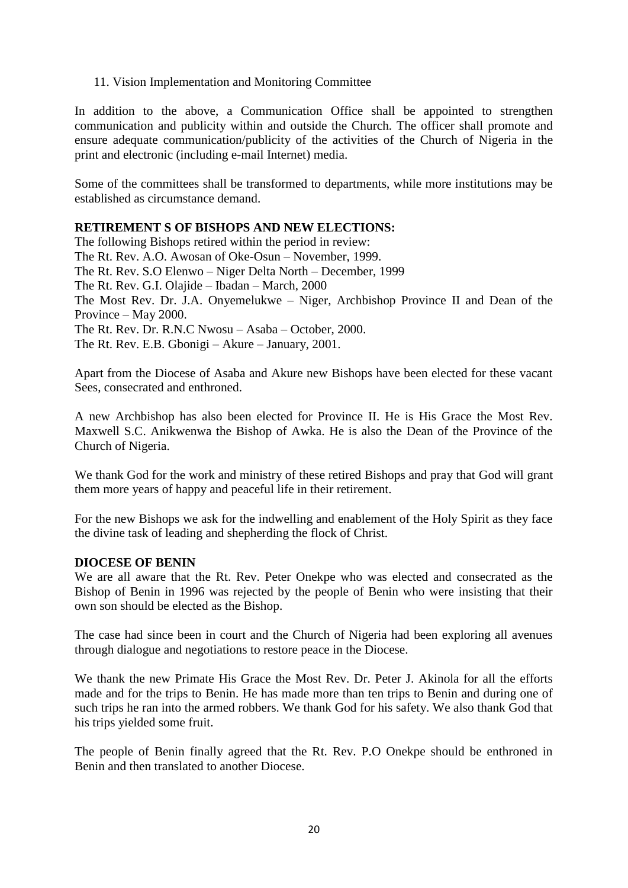11. Vision Implementation and Monitoring Committee

In addition to the above, a Communication Office shall be appointed to strengthen communication and publicity within and outside the Church. The officer shall promote and ensure adequate communication/publicity of the activities of the Church of Nigeria in the print and electronic (including e-mail Internet) media.

Some of the committees shall be transformed to departments, while more institutions may be established as circumstance demand.

**RETIREMENT S OF BISHOPS AND NEW ELECTIONS:**

The following Bishops retired within the period in review:
The Rt. Rev. A.O. Awosan of Oke-Osun – November, 1999.
The Rt. Rev. S.O Elenwo – Niger Delta North – December, 1999
The Rt. Rev. G.I. Olajide – Ibadan – March, 2000
The Most Rev. Dr. J.A. Onyemelukwe – Niger, Archbishop Province II and Dean of the Province – May 2000.
The Rt. Rev. Dr. R.N.C Nwosu – Asaba – October, 2000.
The Rt. Rev. E.B. Gbonigi – Akure – January, 2001.

Apart from the Diocese of Asaba and Akure new Bishops have been elected for these vacant Sees, consecrated and enthroned.

A new Archbishop has also been elected for Province II. He is His Grace the Most Rev. Maxwell S.C. Anikwenwa the Bishop of Awka. He is also the Dean of the Province of the Church of Nigeria.

We thank God for the work and ministry of these retired Bishops and pray that God will grant them more years of happy and peaceful life in their retirement.

For the new Bishops we ask for the indwelling and enablement of the Holy Spirit as they face the divine task of leading and shepherding the flock of Christ.

**DIOCESE OF BENIN**

We are all aware that the Rt. Rev. Peter Onekpe who was elected and consecrated as the Bishop of Benin in 1996 was rejected by the people of Benin who were insisting that their own son should be elected as the Bishop.

The case had since been in court and the Church of Nigeria had been exploring all avenues through dialogue and negotiations to restore peace in the Diocese.

We thank the new Primate His Grace the Most Rev. Dr. Peter J. Akinola for all the efforts made and for the trips to Benin. He has made more than ten trips to Benin and during one of such trips he ran into the armed robbers. We thank God for his safety. We also thank God that his trips yielded some fruit.

The people of Benin finally agreed that the Rt. Rev. P.O Onekpe should be enthroned in Benin and then translated to another Diocese.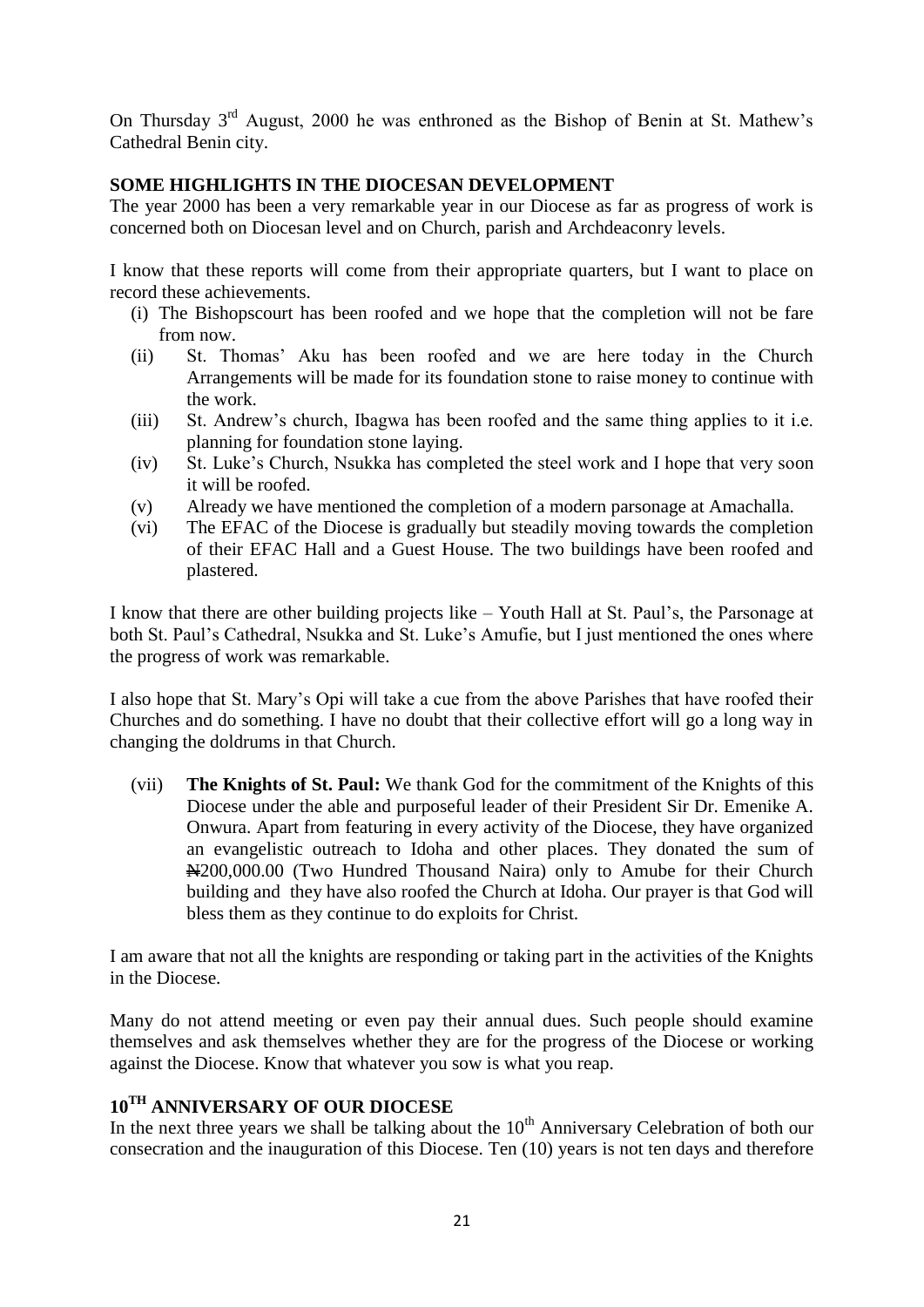On Thursday 3rd August, 2000 he was enthroned as the Bishop of Benin at St. Mathew's Cathedral Benin city.

## SOME HIGHLIGHTS IN THE DIOCESAN DEVELOPMENT

The year 2000 has been a very remarkable year in our Diocese as far as progress of work is concerned both on Diocesan level and on Church, parish and Archdeaconry levels.

I know that these reports will come from their appropriate quarters, but I want to place on record these achievements.

(i) The Bishopscourt has been roofed and we hope that the completion will not be fare from now.
(ii) St. Thomas' Aku has been roofed and we are here today in the Church Arrangements will be made for its foundation stone to raise money to continue with the work.
(iii) St. Andrew's church, Ibagwa has been roofed and the same thing applies to it i.e. planning for foundation stone laying.
(iv) St. Luke's Church, Nsukka has completed the steel work and I hope that very soon it will be roofed.
(v) Already we have mentioned the completion of a modern parsonage at Amachalla.
(vi) The EFAC of the Diocese is gradually but steadily moving towards the completion of their EFAC Hall and a Guest House. The two buildings have been roofed and plastered.

I know that there are other building projects like – Youth Hall at St. Paul's, the Parsonage at both St. Paul's Cathedral, Nsukka and St. Luke's Amufie, but I just mentioned the ones where the progress of work was remarkable.

I also hope that St. Mary's Opi will take a cue from the above Parishes that have roofed their Churches and do something. I have no doubt that their collective effort will go a long way in changing the doldrums in that Church.

(vii) **The Knights of St. Paul:** We thank God for the commitment of the Knights of this Diocese under the able and purposeful leader of their President Sir Dr. Emenike A. Onwura. Apart from featuring in every activity of the Diocese, they have organized an evangelistic outreach to Idoha and other places. They donated the sum of ₦200,000.00 (Two Hundred Thousand Naira) only to Amube for their Church building and they have also roofed the Church at Idoha. Our prayer is that God will bless them as they continue to do exploits for Christ.

I am aware that not all the knights are responding or taking part in the activities of the Knights in the Diocese.

Many do not attend meeting or even pay their annual dues. Such people should examine themselves and ask themselves whether they are for the progress of the Diocese or working against the Diocese. Know that whatever you sow is what you reap.

## 10TH ANNIVERSARY OF OUR DIOCESE

In the next three years we shall be talking about the 10th Anniversary Celebration of both our consecration and the inauguration of this Diocese. Ten (10) years is not ten days and therefore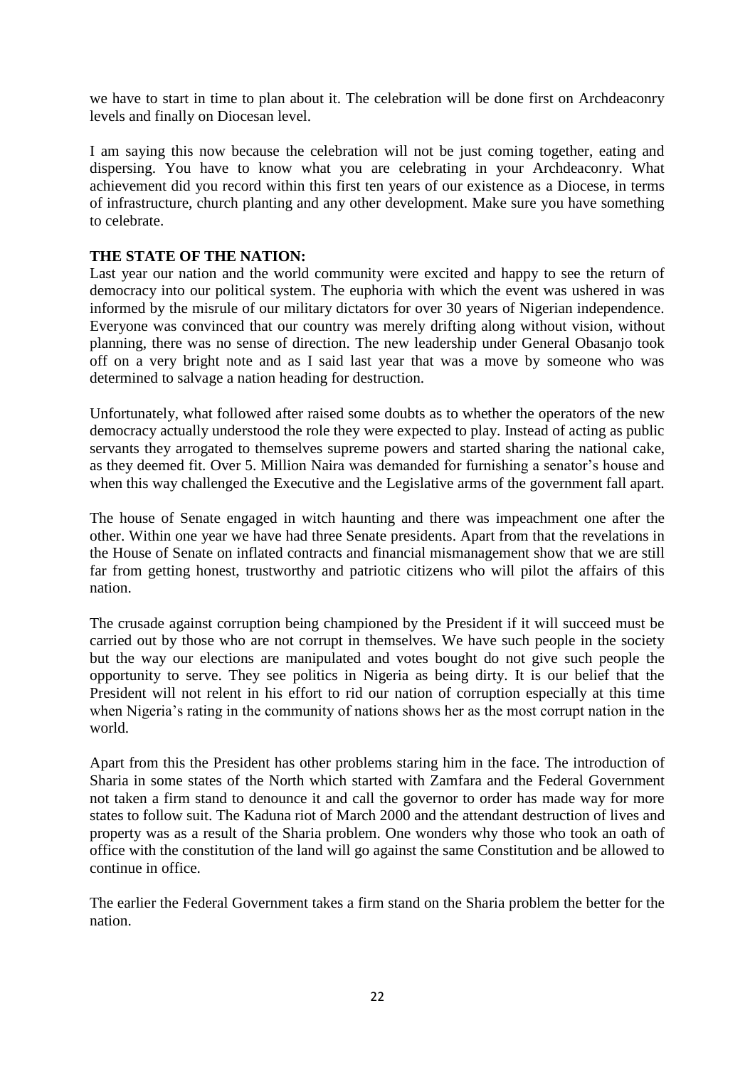we have to start in time to plan about it. The celebration will be done first on Archdeaconry levels and finally on Diocesan level.

I am saying this now because the celebration will not be just coming together, eating and dispersing. You have to know what you are celebrating in your Archdeaconry. What achievement did you record within this first ten years of our existence as a Diocese, in terms of infrastructure, church planting and any other development. Make sure you have something to celebrate.

**THE STATE OF THE NATION:**

Last year our nation and the world community were excited and happy to see the return of democracy into our political system. The euphoria with which the event was ushered in was informed by the misrule of our military dictators for over 30 years of Nigerian independence. Everyone was convinced that our country was merely drifting along without vision, without planning, there was no sense of direction. The new leadership under General Obasanjo took off on a very bright note and as I said last year that was a move by someone who was determined to salvage a nation heading for destruction.

Unfortunately, what followed after raised some doubts as to whether the operators of the new democracy actually understood the role they were expected to play. Instead of acting as public servants they arrogated to themselves supreme powers and started sharing the national cake, as they deemed fit. Over 5. Million Naira was demanded for furnishing a senator's house and when this way challenged the Executive and the Legislative arms of the government fall apart.

The house of Senate engaged in witch haunting and there was impeachment one after the other. Within one year we have had three Senate presidents. Apart from that the revelations in the House of Senate on inflated contracts and financial mismanagement show that we are still far from getting honest, trustworthy and patriotic citizens who will pilot the affairs of this nation.

The crusade against corruption being championed by the President if it will succeed must be carried out by those who are not corrupt in themselves. We have such people in the society but the way our elections are manipulated and votes bought do not give such people the opportunity to serve. They see politics in Nigeria as being dirty. It is our belief that the President will not relent in his effort to rid our nation of corruption especially at this time when Nigeria's rating in the community of nations shows her as the most corrupt nation in the world.

Apart from this the President has other problems staring him in the face. The introduction of Sharia in some states of the North which started with Zamfara and the Federal Government not taken a firm stand to denounce it and call the governor to order has made way for more states to follow suit. The Kaduna riot of March 2000 and the attendant destruction of lives and property was as a result of the Sharia problem. One wonders why those who took an oath of office with the constitution of the land will go against the same Constitution and be allowed to continue in office.

The earlier the Federal Government takes a firm stand on the Sharia problem the better for the nation.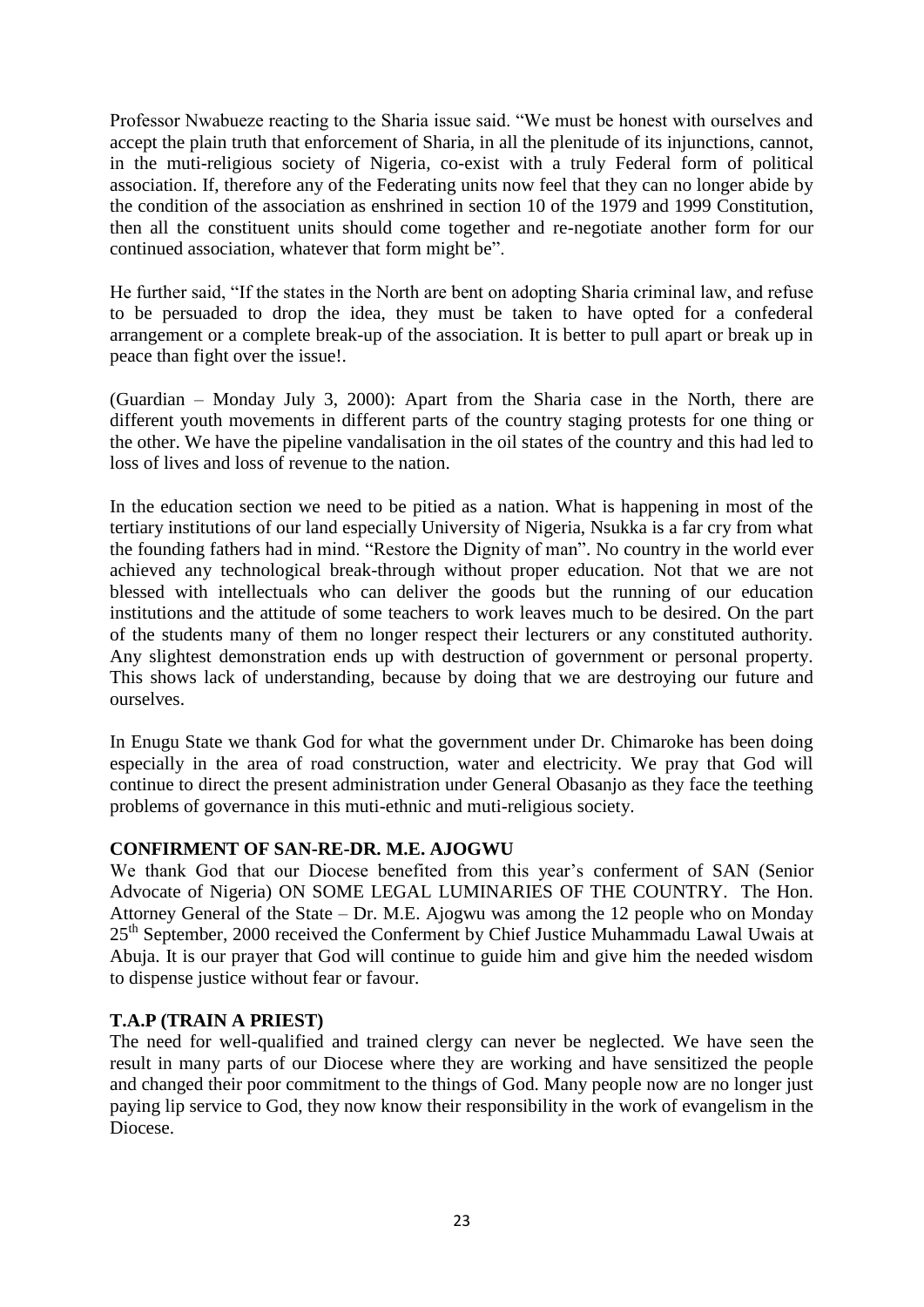Professor Nwabueze reacting to the Sharia issue said. “We must be honest with ourselves and accept the plain truth that enforcement of Sharia, in all the plenitude of its injunctions, cannot, in the muti-religious society of Nigeria, co-exist with a truly Federal form of political association. If, therefore any of the Federating units now feel that they can no longer abide by the condition of the association as enshrined in section 10 of the 1979 and 1999 Constitution, then all the constituent units should come together and re-negotiate another form for our continued association, whatever that form might be”.

He further said, “If the states in the North are bent on adopting Sharia criminal law, and refuse to be persuaded to drop the idea, they must be taken to have opted for a confederal arrangement or a complete break-up of the association. It is better to pull apart or break up in peace than fight over the issue!.

(Guardian – Monday July 3, 2000): Apart from the Sharia case in the North, there are different youth movements in different parts of the country staging protests for one thing or the other. We have the pipeline vandalisation in the oil states of the country and this had led to loss of lives and loss of revenue to the nation.

In the education section we need to be pitied as a nation. What is happening in most of the tertiary institutions of our land especially University of Nigeria, Nsukka is a far cry from what the founding fathers had in mind. “Restore the Dignity of man”. No country in the world ever achieved any technological break-through without proper education. Not that we are not blessed with intellectuals who can deliver the goods but the running of our education institutions and the attitude of some teachers to work leaves much to be desired. On the part of the students many of them no longer respect their lecturers or any constituted authority. Any slightest demonstration ends up with destruction of government or personal property. This shows lack of understanding, because by doing that we are destroying our future and ourselves.

In Enugu State we thank God for what the government under Dr. Chimaroke has been doing especially in the area of road construction, water and electricity. We pray that God will continue to direct the present administration under General Obasanjo as they face the teething problems of governance in this muti-ethnic and muti-religious society.

**CONFIRMENT OF SAN-RE-DR. M.E. AJOGWU**

We thank God that our Diocese benefited from this year’s conferment of SAN (Senior Advocate of Nigeria) ON SOME LEGAL LUMINARIES OF THE COUNTRY. The Hon. Attorney General of the State – Dr. M.E. Ajogwu was among the 12 people who on Monday 25th September, 2000 received the Conferment by Chief Justice Muhammadu Lawal Uwais at Abuja. It is our prayer that God will continue to guide him and give him the needed wisdom to dispense justice without fear or favour.

**T.A.P (TRAIN A PRIEST)**

The need for well-qualified and trained clergy can never be neglected. We have seen the result in many parts of our Diocese where they are working and have sensitized the people and changed their poor commitment to the things of God. Many people now are no longer just paying lip service to God, they now know their responsibility in the work of evangelism in the Diocese.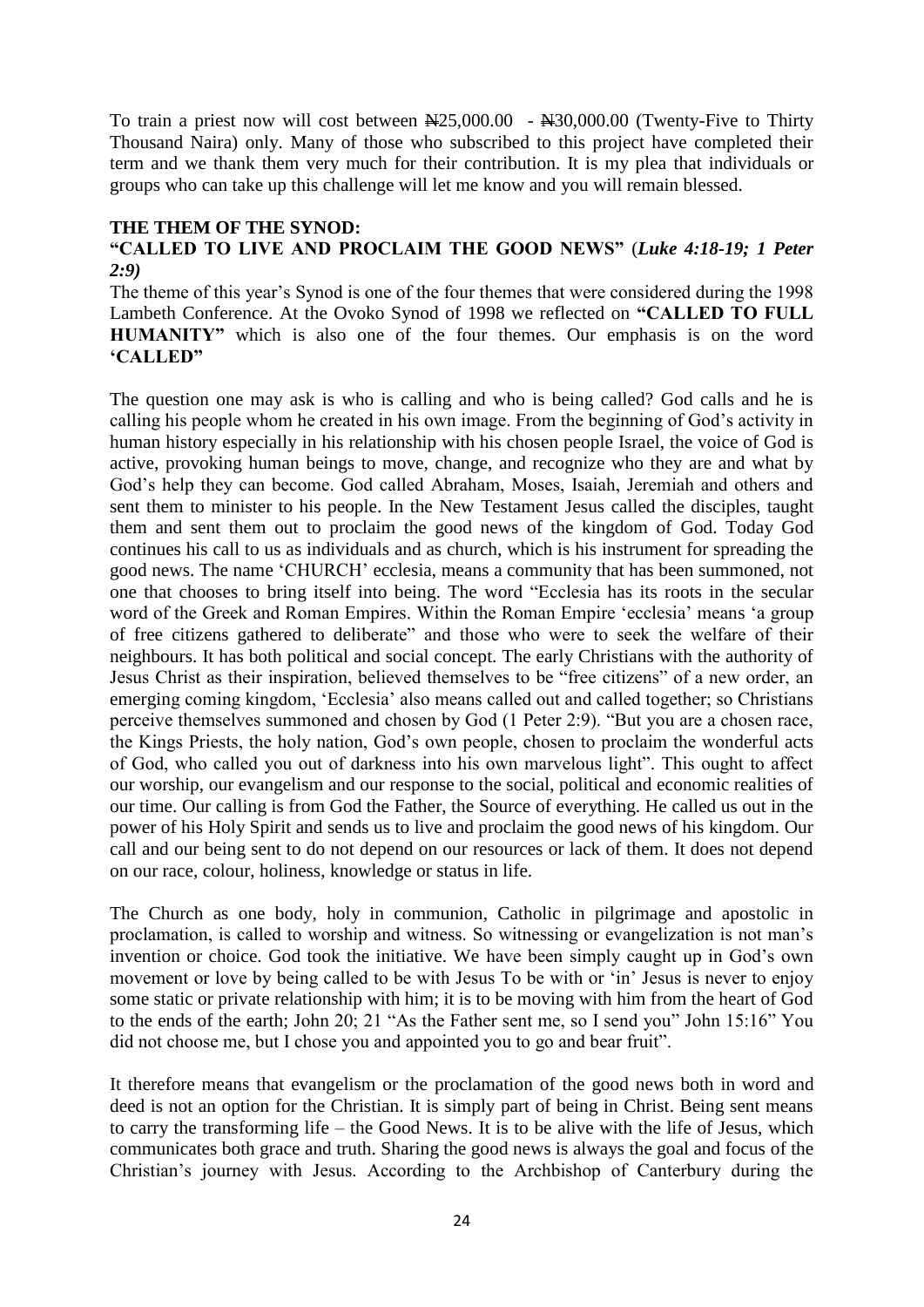To train a priest now will cost between ₦25,000.00 - ₦30,000.00 (Twenty-Five to Thirty Thousand Naira) only. Many of those who subscribed to this project have completed their term and we thank them very much for their contribution. It is my plea that individuals or groups who can take up this challenge will let me know and you will remain blessed.

**THE THEM OF THE SYNOD:**
**"CALLED TO LIVE AND PROCLAIM THE GOOD NEWS"** (***Luke 4:18-19; 1 Peter 2:9)***

The theme of this year's Synod is one of the four themes that were considered during the 1998 Lambeth Conference. At the Ovoko Synod of 1998 we reflected on **"CALLED TO FULL HUMANITY"** which is also one of the four themes. Our emphasis is on the word **'CALLED"**

The question one may ask is who is calling and who is being called? God calls and he is calling his people whom he created in his own image. From the beginning of God's activity in human history especially in his relationship with his chosen people Israel, the voice of God is active, provoking human beings to move, change, and recognize who they are and what by God's help they can become. God called Abraham, Moses, Isaiah, Jeremiah and others and sent them to minister to his people. In the New Testament Jesus called the disciples, taught them and sent them out to proclaim the good news of the kingdom of God. Today God continues his call to us as individuals and as church, which is his instrument for spreading the good news. The name 'CHURCH' ecclesia, means a community that has been summoned, not one that chooses to bring itself into being. The word "Ecclesia has its roots in the secular word of the Greek and Roman Empires. Within the Roman Empire 'ecclesia' means 'a group of free citizens gathered to deliberate" and those who were to seek the welfare of their neighbours. It has both political and social concept. The early Christians with the authority of Jesus Christ as their inspiration, believed themselves to be "free citizens" of a new order, an emerging coming kingdom, 'Ecclesia' also means called out and called together; so Christians perceive themselves summoned and chosen by God (1 Peter 2:9). "But you are a chosen race, the Kings Priests, the holy nation, God's own people, chosen to proclaim the wonderful acts of God, who called you out of darkness into his own marvelous light". This ought to affect our worship, our evangelism and our response to the social, political and economic realities of our time. Our calling is from God the Father, the Source of everything. He called us out in the power of his Holy Spirit and sends us to live and proclaim the good news of his kingdom. Our call and our being sent to do not depend on our resources or lack of them. It does not depend on our race, colour, holiness, knowledge or status in life.

The Church as one body, holy in communion, Catholic in pilgrimage and apostolic in proclamation, is called to worship and witness. So witnessing or evangelization is not man's invention or choice. God took the initiative. We have been simply caught up in God's own movement or love by being called to be with Jesus To be with or 'in' Jesus is never to enjoy some static or private relationship with him; it is to be moving with him from the heart of God to the ends of the earth; John 20; 21 "As the Father sent me, so I send you" John 15:16" You did not choose me, but I chose you and appointed you to go and bear fruit".

It therefore means that evangelism or the proclamation of the good news both in word and deed is not an option for the Christian. It is simply part of being in Christ. Being sent means to carry the transforming life – the Good News. It is to be alive with the life of Jesus, which communicates both grace and truth. Sharing the good news is always the goal and focus of the Christian's journey with Jesus. According to the Archbishop of Canterbury during the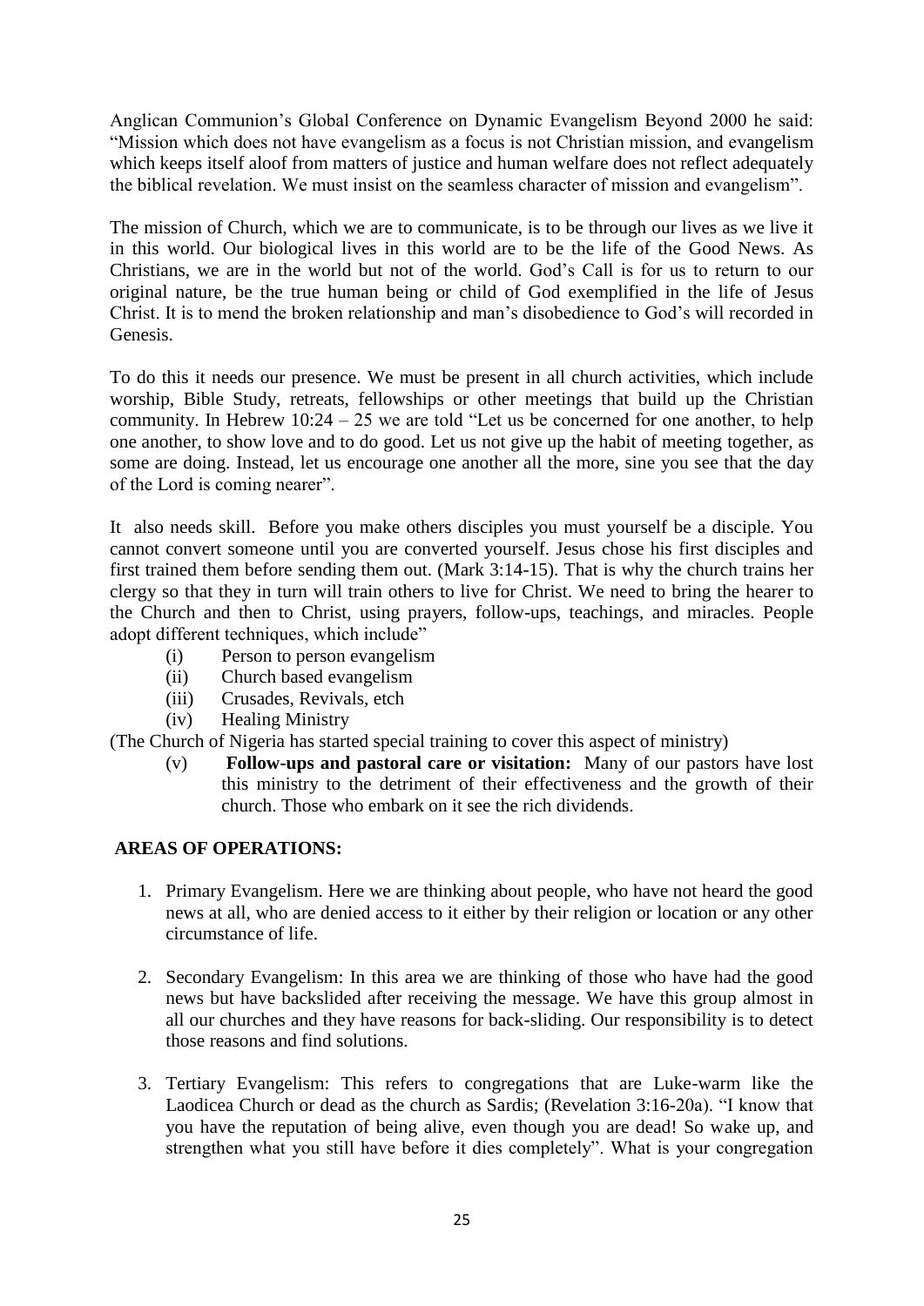Anglican Communion's Global Conference on Dynamic Evangelism Beyond 2000 he said: "Mission which does not have evangelism as a focus is not Christian mission, and evangelism which keeps itself aloof from matters of justice and human welfare does not reflect adequately the biblical revelation. We must insist on the seamless character of mission and evangelism".

The mission of Church, which we are to communicate, is to be through our lives as we live it in this world. Our biological lives in this world are to be the life of the Good News. As Christians, we are in the world but not of the world. God's Call is for us to return to our original nature, be the true human being or child of God exemplified in the life of Jesus Christ. It is to mend the broken relationship and man's disobedience to God's will recorded in Genesis.

To do this it needs our presence. We must be present in all church activities, which include worship, Bible Study, retreats, fellowships or other meetings that build up the Christian community. In Hebrew 10:24 – 25 we are told "Let us be concerned for one another, to help one another, to show love and to do good. Let us not give up the habit of meeting together, as some are doing. Instead, let us encourage one another all the more, sine you see that the day of the Lord is coming nearer".

It also needs skill. Before you make others disciples you must yourself be a disciple. You cannot convert someone until you are converted yourself. Jesus chose his first disciples and first trained them before sending them out. (Mark 3:14-15). That is why the church trains her clergy so that they in turn will train others to live for Christ. We need to bring the hearer to the Church and then to Christ, using prayers, follow-ups, teachings, and miracles. People adopt different techniques, which include"

(i) Person to person evangelism
(ii) Church based evangelism
(iii) Crusades, Revivals, etch
(iv) Healing Ministry

(The Church of Nigeria has started special training to cover this aspect of ministry)

(v) **Follow-ups and pastoral care or visitation:** Many of our pastors have lost this ministry to the detriment of their effectiveness and the growth of their church. Those who embark on it see the rich dividends.

**AREAS OF OPERATIONS:**

1. Primary Evangelism. Here we are thinking about people, who have not heard the good news at all, who are denied access to it either by their religion or location or any other circumstance of life.

2. Secondary Evangelism: In this area we are thinking of those who have had the good news but have backslided after receiving the message. We have this group almost in all our churches and they have reasons for back-sliding. Our responsibility is to detect those reasons and find solutions.

3. Tertiary Evangelism: This refers to congregations that are Luke-warm like the Laodicea Church or dead as the church as Sardis; (Revelation 3:16-20a). "I know that you have the reputation of being alive, even though you are dead! So wake up, and strengthen what you still have before it dies completely". What is your congregation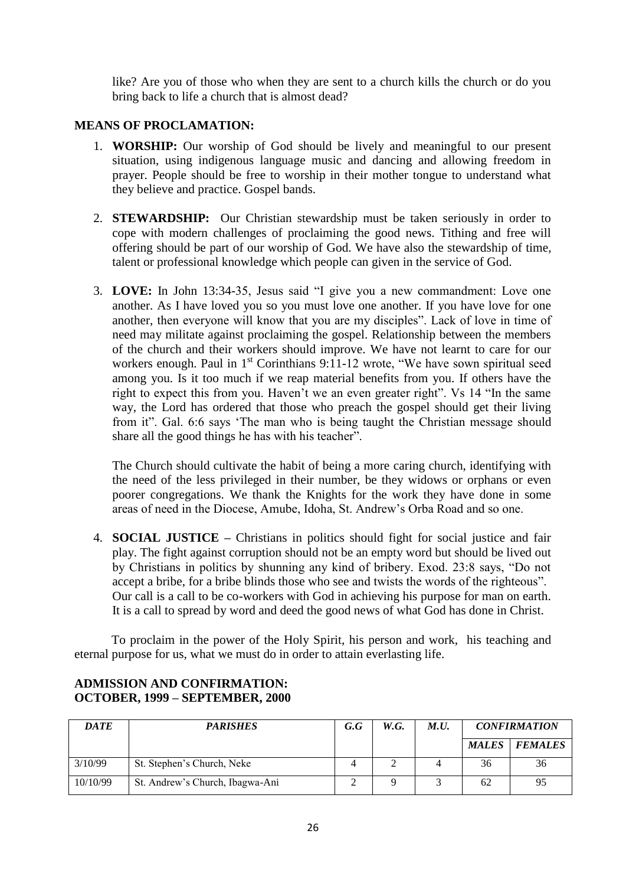like? Are you of those who when they are sent to a church kills the church or do you bring back to life a church that is almost dead?

**MEANS OF PROCLAMATION:**

1. **WORSHIP:** Our worship of God should be lively and meaningful to our present situation, using indigenous language music and dancing and allowing freedom in prayer. People should be free to worship in their mother tongue to understand what they believe and practice. Gospel bands.

2. **STEWARDSHIP:** Our Christian stewardship must be taken seriously in order to cope with modern challenges of proclaiming the good news. Tithing and free will offering should be part of our worship of God. We have also the stewardship of time, talent or professional knowledge which people can given in the service of God.

3. **LOVE:** In John 13:34-35, Jesus said "I give you a new commandment: Love one another. As I have loved you so you must love one another. If you have love for one another, then everyone will know that you are my disciples". Lack of love in time of need may militate against proclaiming the gospel. Relationship between the members of the church and their workers should improve. We have not learnt to care for our workers enough. Paul in 1st Corinthians 9:11-12 wrote, "We have sown spiritual seed among you. Is it too much if we reap material benefits from you. If others have the right to expect this from you. Haven't we an even greater right". Vs 14 "In the same way, the Lord has ordered that those who preach the gospel should get their living from it". Gal. 6:6 says 'The man who is being taught the Christian message should share all the good things he has with his teacher".

   The Church should cultivate the habit of being a more caring church, identifying with the need of the less privileged in their number, be they widows or orphans or even poorer congregations. We thank the Knights for the work they have done in some areas of need in the Diocese, Amube, Idoha, St. Andrew's Orba Road and so one.

4. **SOCIAL JUSTICE –** Christians in politics should fight for social justice and fair play. The fight against corruption should not be an empty word but should be lived out by Christians in politics by shunning any kind of bribery. Exod. 23:8 says, "Do not accept a bribe, for a bribe blinds those who see and twists the words of the righteous". Our call is a call to be co-workers with God in achieving his purpose for man on earth. It is a call to spread by word and deed the good news of what God has done in Christ.

To proclaim in the power of the Holy Spirit, his person and work, his teaching and eternal purpose for us, what we must do in order to attain everlasting life.

**ADMISSION AND CONFIRMATION:**
**OCTOBER, 1999 – SEPTEMBER, 2000**

| *DATE* | *PARISHES* | *G.G* | *W.G.* | *M.U.* | *CONFIRMATION* | |
|---|---|---|---|---|---|---|
| | | | | | *MALES* | *FEMALES* |
| 3/10/99 | St. Stephen's Church, Neke | 4 | 2 | 4 | 36 | 36 |
| 10/10/99 | St. Andrew's Church, Ibagwa-Ani | 2 | 9 | 3 | 62 | 95 |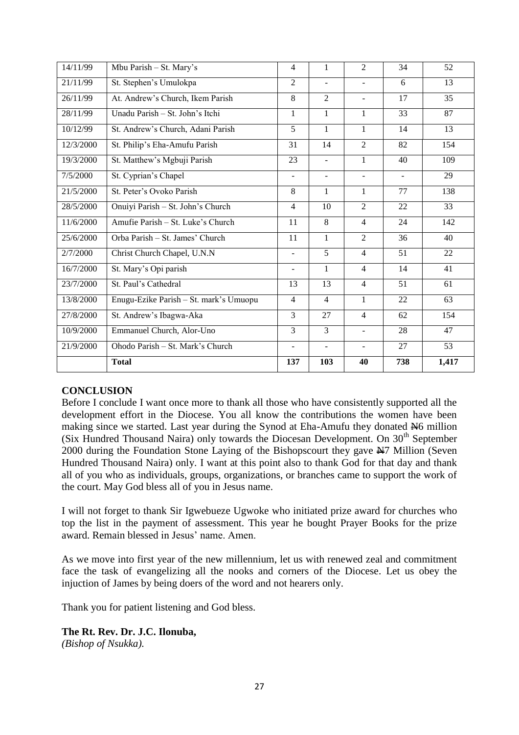| | | | | | | |
|---|---|---|---|---|---|---|
| 14/11/99 | Mbu Parish – St. Mary's | 4 | 1 | 2 | 34 | 52 |
| 21/11/99 | St. Stephen's Umulokpa | 2 | - | - | 6 | 13 |
| 26/11/99 | At. Andrew's Church, Ikem Parish | 8 | 2 | - | 17 | 35 |
| 28/11/99 | Unadu Parish – St. John's Itchi | 1 | 1 | 1 | 33 | 87 |
| 10/12/99 | St. Andrew's Church, Adani Parish | 5 | 1 | 1 | 14 | 13 |
| 12/3/2000 | St. Philip's Eha-Amufu Parish | 31 | 14 | 2 | 82 | 154 |
| 19/3/2000 | St. Matthew's Mgbuji Parish | 23 | - | 1 | 40 | 109 |
| 7/5/2000 | St. Cyprian's Chapel | - | - | - | - | 29 |
| 21/5/2000 | St. Peter's Ovoko Parish | 8 | 1 | 1 | 77 | 138 |
| 28/5/2000 | Onuiyi Parish – St. John's Church | 4 | 10 | 2 | 22 | 33 |
| 11/6/2000 | Amufie Parish – St. Luke's Church | 11 | 8 | 4 | 24 | 142 |
| 25/6/2000 | Orba Parish – St. James' Church | 11 | 1 | 2 | 36 | 40 |
| 2/7/2000 | Christ Church Chapel, U.N.N | - | 5 | 4 | 51 | 22 |
| 16/7/2000 | St. Mary's Opi parish | - | 1 | 4 | 14 | 41 |
| 23/7/2000 | St. Paul's Cathedral | 13 | 13 | 4 | 51 | 61 |
| 13/8/2000 | Enugu-Ezike Parish – St. mark's Umuopu | 4 | 4 | 1 | 22 | 63 |
| 27/8/2000 | St. Andrew's Ibagwa-Aka | 3 | 27 | 4 | 62 | 154 |
| 10/9/2000 | Emmanuel Church, Alor-Uno | 3 | 3 | - | 28 | 47 |
| 21/9/2000 | Ohodo Parish – St. Mark's Church | - | - | - | 27 | 53 |
| | **Total** | **137** | **103** | **40** | **738** | **1,417** |

**CONCLUSION**

Before I conclude I want once more to thank all those who have consistently supported all the development effort in the Diocese. You all know the contributions the women have been making since we started. Last year during the Synod at Eha-Amufu they donated ₦6 million (Six Hundred Thousand Naira) only towards the Diocesan Development. On 30th September 2000 during the Foundation Stone Laying of the Bishopscourt they gave ₦7 Million (Seven Hundred Thousand Naira) only. I want at this point also to thank God for that day and thank all of you who as individuals, groups, organizations, or branches came to support the work of the court. May God bless all of you in Jesus name.

I will not forget to thank Sir Igwebueze Ugwoke who initiated prize award for churches who top the list in the payment of assessment. This year he bought Prayer Books for the prize award. Remain blessed in Jesus' name. Amen.

As we move into first year of the new millennium, let us with renewed zeal and commitment face the task of evangelizing all the nooks and corners of the Diocese. Let us obey the injuction of James by being doers of the word and not hearers only.

Thank you for patient listening and God bless.

**The Rt. Rev. Dr. J.C. Ilonuba,**
*(Bishop of Nsukka).*